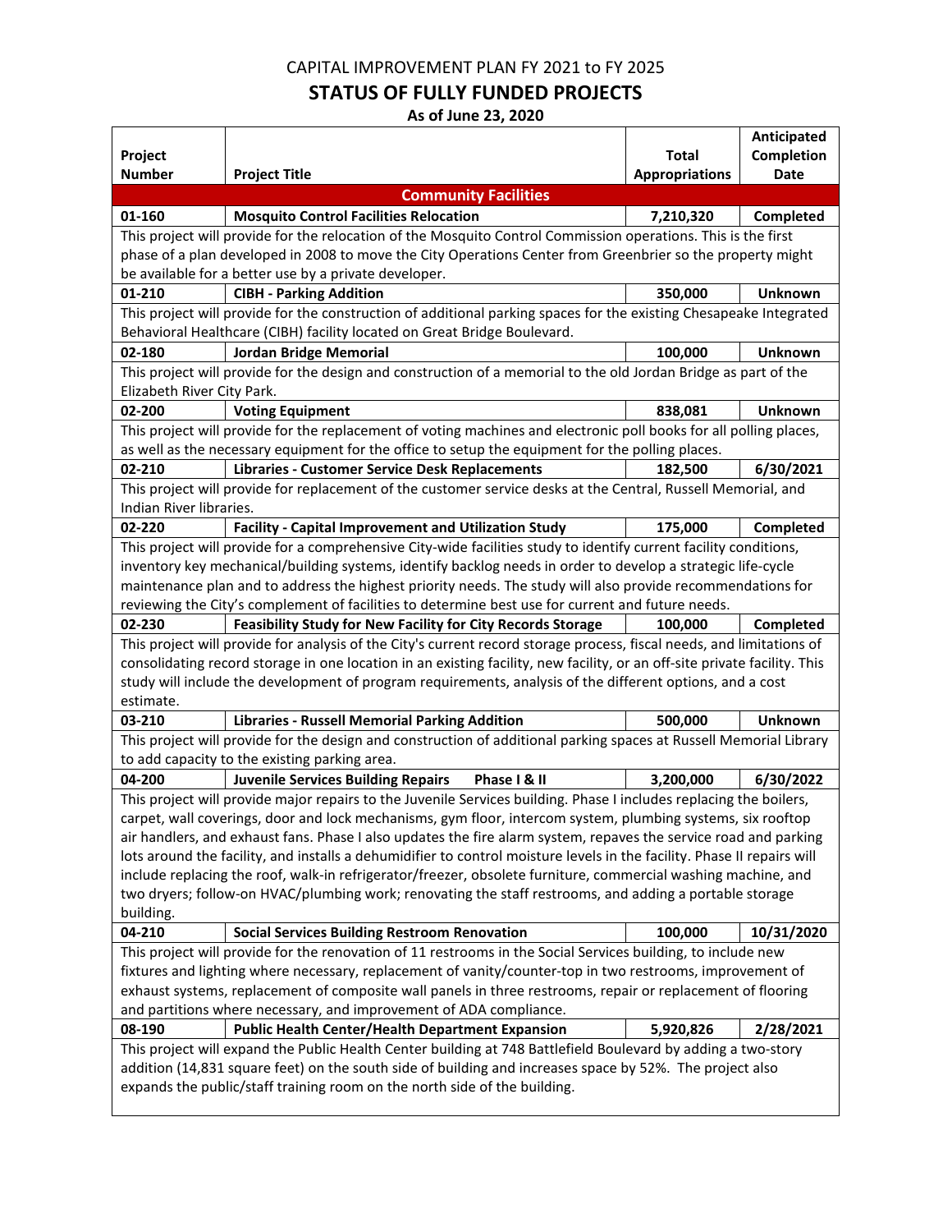CAPITAL IMPROVEMENT PLAN FY 2021 to FY 2025

# STATUS OF FULLY FUNDED PROJECTS

**As of June 23, 2020**

| Project Number | Project Title | Total Appropriations | Anticipated Completion Date |
|---|---|---|---|
| | **Community Facilities** | | |
| **01-160** | **Mosquito Control Facilities Relocation** | **7,210,320** | **Completed** |
| This project will provide for the relocation of the Mosquito Control Commission operations. This is the first phase of a plan developed in 2008 to move the City Operations Center from Greenbrier so the property might be available for a better use by a private developer. | | | |
| **01-210** | **CIBH - Parking Addition** | **350,000** | **Unknown** |
| This project will provide for the construction of additional parking spaces for the existing Chesapeake Integrated Behavioral Healthcare (CIBH) facility located on Great Bridge Boulevard. | | | |
| **02-180** | **Jordan Bridge Memorial** | **100,000** | **Unknown** |
| This project will provide for the design and construction of a memorial to the old Jordan Bridge as part of the Elizabeth River City Park. | | | |
| **02-200** | **Voting Equipment** | **838,081** | **Unknown** |
| This project will provide for the replacement of voting machines and electronic poll books for all polling places, as well as the necessary equipment for the office to setup the equipment for the polling places. | | | |
| **02-210** | **Libraries - Customer Service Desk Replacements** | **182,500** | **6/30/2021** |
| This project will provide for replacement of the customer service desks at the Central, Russell Memorial, and Indian River libraries. | | | |
| **02-220** | **Facility - Capital Improvement and Utilization Study** | **175,000** | **Completed** |
| This project will provide for a comprehensive City-wide facilities study to identify current facility conditions, inventory key mechanical/building systems, identify backlog needs in order to develop a strategic life-cycle maintenance plan and to address the highest priority needs. The study will also provide recommendations for reviewing the City's complement of facilities to determine best use for current and future needs. | | | |
| **02-230** | **Feasibility Study for New Facility for City Records Storage** | **100,000** | **Completed** |
| This project will provide for analysis of the City's current record storage process, fiscal needs, and limitations of consolidating record storage in one location in an existing facility, new facility, or an off-site private facility. This study will include the development of program requirements, analysis of the different options, and a cost estimate. | | | |
| **03-210** | **Libraries - Russell Memorial Parking Addition** | **500,000** | **Unknown** |
| This project will provide for the design and construction of additional parking spaces at Russell Memorial Library to add capacity to the existing parking area. | | | |
| **04-200** | **Juvenile Services Building Repairs Phase I & II** | **3,200,000** | **6/30/2022** |
| This project will provide major repairs to the Juvenile Services building. Phase I includes replacing the boilers, carpet, wall coverings, door and lock mechanisms, gym floor, intercom system, plumbing systems, six rooftop air handlers, and exhaust fans. Phase I also updates the fire alarm system, repaves the service road and parking lots around the facility, and installs a dehumidifier to control moisture levels in the facility. Phase II repairs will include replacing the roof, walk-in refrigerator/freezer, obsolete furniture, commercial washing machine, and two dryers; follow-on HVAC/plumbing work; renovating the staff restrooms, and adding a portable storage building. | | | |
| **04-210** | **Social Services Building Restroom Renovation** | **100,000** | **10/31/2020** |
| This project will provide for the renovation of 11 restrooms in the Social Services building, to include new fixtures and lighting where necessary, replacement of vanity/counter-top in two restrooms, improvement of exhaust systems, replacement of composite wall panels in three restrooms, repair or replacement of flooring and partitions where necessary, and improvement of ADA compliance. | | | |
| **08-190** | **Public Health Center/Health Department Expansion** | **5,920,826** | **2/28/2021** |
| This project will expand the Public Health Center building at 748 Battlefield Boulevard by adding a two-story addition (14,831 square feet) on the south side of building and increases space by 52%. The project also expands the public/staff training room on the north side of the building. | | | |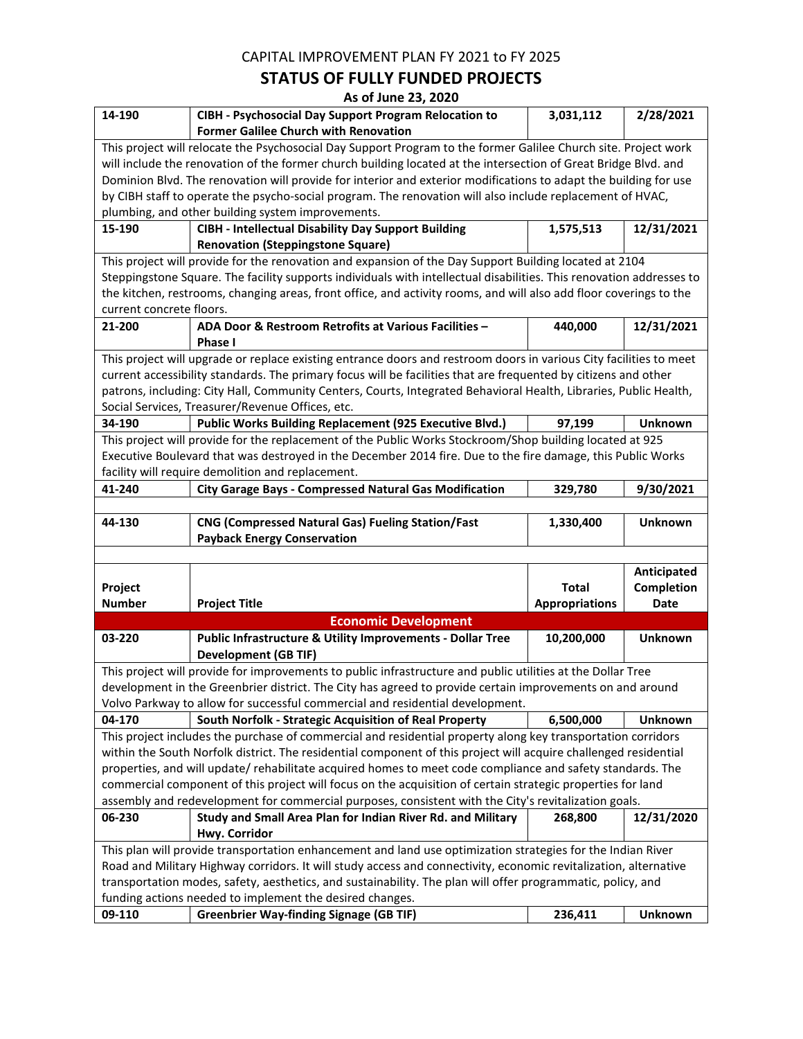# CAPITAL IMPROVEMENT PLAN FY 2021 to FY 2025

## STATUS OF FULLY FUNDED PROJECTS

### As of June 23, 2020

| | | | |
|---|---|---|---|
| 14-190 | **CIBH - Psychosocial Day Support Program Relocation to Former Galilee Church with Renovation** | 3,031,112 | 2/28/2021 |
| This project will relocate the Psychosocial Day Support Program to the former Galilee Church site. Project work will include the renovation of the former church building located at the intersection of Great Bridge Blvd. and Dominion Blvd. The renovation will provide for interior and exterior modifications to adapt the building for use by CIBH staff to operate the psycho-social program. The renovation will also include replacement of HVAC, plumbing, and other building system improvements. | | | |
| 15-190 | **CIBH - Intellectual Disability Day Support Building Renovation (Steppingstone Square)** | 1,575,513 | 12/31/2021 |
| This project will provide for the renovation and expansion of the Day Support Building located at 2104 Steppingstone Square. The facility supports individuals with intellectual disabilities. This renovation addresses to the kitchen, restrooms, changing areas, front office, and activity rooms, and will also add floor coverings to the current concrete floors. | | | |
| 21-200 | **ADA Door & Restroom Retrofits at Various Facilities – Phase I** | 440,000 | 12/31/2021 |
| This project will upgrade or replace existing entrance doors and restroom doors in various City facilities to meet current accessibility standards. The primary focus will be facilities that are frequented by citizens and other patrons, including: City Hall, Community Centers, Courts, Integrated Behavioral Health, Libraries, Public Health, Social Services, Treasurer/Revenue Offices, etc. | | | |
| 34-190 | **Public Works Building Replacement (925 Executive Blvd.)** | 97,199 | Unknown |
| This project will provide for the replacement of the Public Works Stockroom/Shop building located at 925 Executive Boulevard that was destroyed in the December 2014 fire. Due to the fire damage, this Public Works facility will require demolition and replacement. | | | |
| 41-240 | **City Garage Bays - Compressed Natural Gas Modification** | 329,780 | 9/30/2021 |
| | | | |
| 44-130 | **CNG (Compressed Natural Gas) Fueling Station/Fast Payback Energy Conservation** | 1,330,400 | Unknown |
| | | | |
| **Project Number** | **Project Title** | **Total Appropriations** | **Anticipated Completion Date** |
| | **Economic Development** | | |
| 03-220 | **Public Infrastructure & Utility Improvements - Dollar Tree Development (GB TIF)** | 10,200,000 | Unknown |
| This project will provide for improvements to public infrastructure and public utilities at the Dollar Tree development in the Greenbrier district. The City has agreed to provide certain improvements on and around Volvo Parkway to allow for successful commercial and residential development. | | | |
| 04-170 | **South Norfolk - Strategic Acquisition of Real Property** | 6,500,000 | Unknown |
| This project includes the purchase of commercial and residential property along key transportation corridors within the South Norfolk district. The residential component of this project will acquire challenged residential properties, and will update/ rehabilitate acquired homes to meet code compliance and safety standards. The commercial component of this project will focus on the acquisition of certain strategic properties for land assembly and redevelopment for commercial purposes, consistent with the City's revitalization goals. | | | |
| 06-230 | **Study and Small Area Plan for Indian River Rd. and Military Hwy. Corridor** | 268,800 | 12/31/2020 |
| This plan will provide transportation enhancement and land use optimization strategies for the Indian River Road and Military Highway corridors. It will study access and connectivity, economic revitalization, alternative transportation modes, safety, aesthetics, and sustainability. The plan will offer programmatic, policy, and funding actions needed to implement the desired changes. | | | |
| 09-110 | **Greenbrier Way-finding Signage (GB TIF)** | 236,411 | Unknown |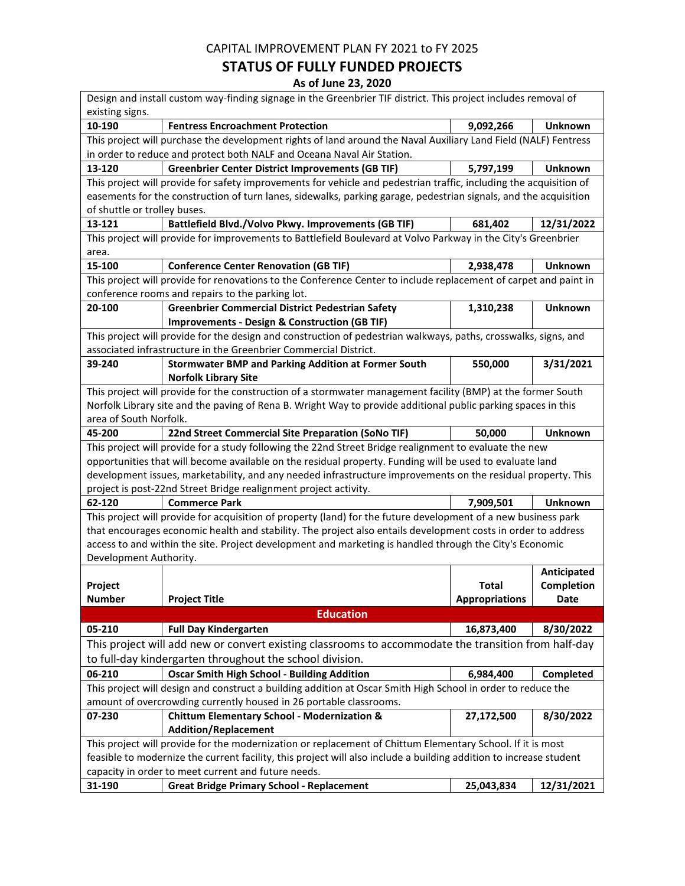# CAPITAL IMPROVEMENT PLAN FY 2021 to FY 2025

## STATUS OF FULLY FUNDED PROJECTS

### As of June 23, 2020

| | | | |
|---|---|---|---|
| Design and install custom way-finding signage in the Greenbrier TIF district. This project includes removal of existing signs. | | | |
| **10-190** | **Fentress Encroachment Protection** | **9,092,266** | **Unknown** |
| This project will purchase the development rights of land around the Naval Auxiliary Land Field (NALF) Fentress in order to reduce and protect both NALF and Oceana Naval Air Station. | | | |
| **13-120** | **Greenbrier Center District Improvements (GB TIF)** | **5,797,199** | **Unknown** |
| This project will provide for safety improvements for vehicle and pedestrian traffic, including the acquisition of easements for the construction of turn lanes, sidewalks, parking garage, pedestrian signals, and the acquisition of shuttle or trolley buses. | | | |
| **13-121** | **Battlefield Blvd./Volvo Pkwy. Improvements (GB TIF)** | **681,402** | **12/31/2022** |
| This project will provide for improvements to Battlefield Boulevard at Volvo Parkway in the City's Greenbrier area. | | | |
| **15-100** | **Conference Center Renovation (GB TIF)** | **2,938,478** | **Unknown** |
| This project will provide for renovations to the Conference Center to include replacement of carpet and paint in conference rooms and repairs to the parking lot. | | | |
| **20-100** | **Greenbrier Commercial District Pedestrian Safety Improvements - Design & Construction (GB TIF)** | **1,310,238** | **Unknown** |
| This project will provide for the design and construction of pedestrian walkways, paths, crosswalks, signs, and associated infrastructure in the Greenbrier Commercial District. | | | |
| **39-240** | **Stormwater BMP and Parking Addition at Former South Norfolk Library Site** | **550,000** | **3/31/2021** |
| This project will provide for the construction of a stormwater management facility (BMP) at the former South Norfolk Library site and the paving of Rena B. Wright Way to provide additional public parking spaces in this area of South Norfolk. | | | |
| **45-200** | **22nd Street Commercial Site Preparation (SoNo TIF)** | **50,000** | **Unknown** |
| This project will provide for a study following the 22nd Street Bridge realignment to evaluate the new opportunities that will become available on the residual property. Funding will be used to evaluate land development issues, marketability, and any needed infrastructure improvements on the residual property. This project is post-22nd Street Bridge realignment project activity. | | | |
| **62-120** | **Commerce Park** | **7,909,501** | **Unknown** |
| This project will provide for acquisition of property (land) for the future development of a new business park that encourages economic health and stability. The project also entails development costs in order to address access to and within the site. Project development and marketing is handled through the City's Economic Development Authority. | | | |

| Project Number | Project Title | Total Appropriations | Anticipated Completion Date |
|---|---|---|---|
| | **Education** | | |
| **05-210** | **Full Day Kindergarten** | **16,873,400** | **8/30/2022** |
| This project will add new or convert existing classrooms to accommodate the transition from half-day to full-day kindergarten throughout the school division. | | | |
| **06-210** | **Oscar Smith High School - Building Addition** | **6,984,400** | **Completed** |
| This project will design and construct a building addition at Oscar Smith High School in order to reduce the amount of overcrowding currently housed in 26 portable classrooms. | | | |
| **07-230** | **Chittum Elementary School - Modernization & Addition/Replacement** | **27,172,500** | **8/30/2022** |
| This project will provide for the modernization or replacement of Chittum Elementary School. If it is most feasible to modernize the current facility, this project will also include a building addition to increase student capacity in order to meet current and future needs. | | | |
| **31-190** | **Great Bridge Primary School - Replacement** | **25,043,834** | **12/31/2021** |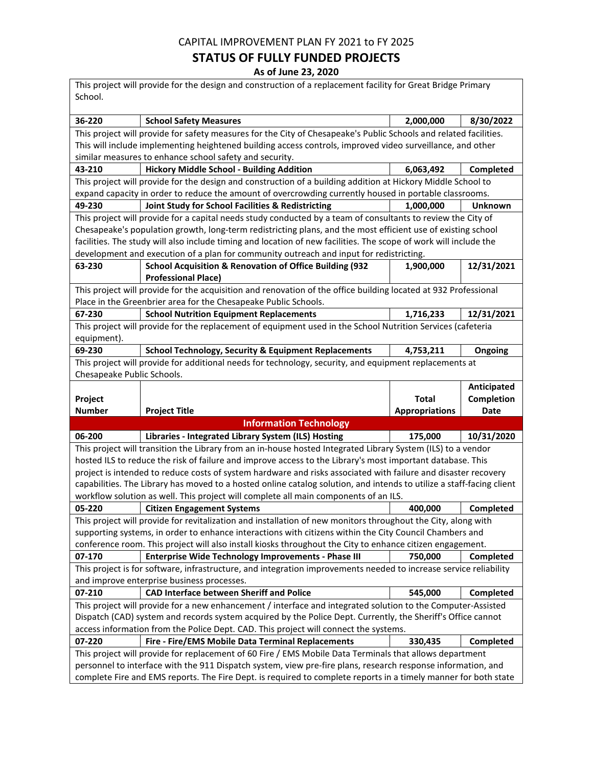CAPITAL IMPROVEMENT PLAN FY 2021 to FY 2025

# STATUS OF FULLY FUNDED PROJECTS

**As of June 23, 2020**

| Project Number | Project Title | Total Appropriations | Anticipated Completion Date |
|---|---|---|---|
| This project will provide for the design and construction of a replacement facility for Great Bridge Primary School. | | | |
| **36-220** | **School Safety Measures** | **2,000,000** | **8/30/2022** |
| This project will provide for safety measures for the City of Chesapeake's Public Schools and related facilities. This will include implementing heightened building access controls, improved video surveillance, and other similar measures to enhance school safety and security. | | | |
| **43-210** | **Hickory Middle School - Building Addition** | **6,063,492** | **Completed** |
| This project will provide for the design and construction of a building addition at Hickory Middle School to expand capacity in order to reduce the amount of overcrowding currently housed in portable classrooms. | | | |
| **49-230** | **Joint Study for School Facilities & Redistricting** | **1,000,000** | **Unknown** |
| This project will provide for a capital needs study conducted by a team of consultants to review the City of Chesapeake's population growth, long-term redistricting plans, and the most efficient use of existing school facilities. The study will also include timing and location of new facilities. The scope of work will include the development and execution of a plan for community outreach and input for redistricting. | | | |
| **63-230** | **School Acquisition & Renovation of Office Building (932 Professional Place)** | **1,900,000** | **12/31/2021** |
| This project will provide for the acquisition and renovation of the office building located at 932 Professional Place in the Greenbrier area for the Chesapeake Public Schools. | | | |
| **67-230** | **School Nutrition Equipment Replacements** | **1,716,233** | **12/31/2021** |
| This project will provide for the replacement of equipment used in the School Nutrition Services (cafeteria equipment). | | | |
| **69-230** | **School Technology, Security & Equipment Replacements** | **4,753,211** | **Ongoing** |
| This project will provide for additional needs for technology, security, and equipment replacements at Chesapeake Public Schools. | | | |

| Project Number | Project Title | Total Appropriations | Anticipated Completion Date |
|---|---|---|---|
| | **Information Technology** | | |
| **06-200** | **Libraries - Integrated Library System (ILS) Hosting** | **175,000** | **10/31/2020** |
| This project will transition the Library from an in-house hosted Integrated Library System (ILS) to a vendor hosted ILS to reduce the risk of failure and improve access to the Library's most important database. This project is intended to reduce costs of system hardware and risks associated with failure and disaster recovery capabilities. The Library has moved to a hosted online catalog solution, and intends to utilize a staff-facing client workflow solution as well. This project will complete all main components of an ILS. | | | |
| **05-220** | **Citizen Engagement Systems** | **400,000** | **Completed** |
| This project will provide for revitalization and installation of new monitors throughout the City, along with supporting systems, in order to enhance interactions with citizens within the City Council Chambers and conference room. This project will also install kiosks throughout the City to enhance citizen engagement. | | | |
| **07-170** | **Enterprise Wide Technology Improvements - Phase III** | **750,000** | **Completed** |
| This project is for software, infrastructure, and integration improvements needed to increase service reliability and improve enterprise business processes. | | | |
| **07-210** | **CAD Interface between Sheriff and Police** | **545,000** | **Completed** |
| This project will provide for a new enhancement / interface and integrated solution to the Computer-Assisted Dispatch (CAD) system and records system acquired by the Police Dept. Currently, the Sheriff's Office cannot access information from the Police Dept. CAD. This project will connect the systems. | | | |
| **07-220** | **Fire - Fire/EMS Mobile Data Terminal Replacements** | **330,435** | **Completed** |
| This project will provide for replacement of 60 Fire / EMS Mobile Data Terminals that allows department personnel to interface with the 911 Dispatch system, view pre-fire plans, research response information, and complete Fire and EMS reports. The Fire Dept. is required to complete reports in a timely manner for both state | | | |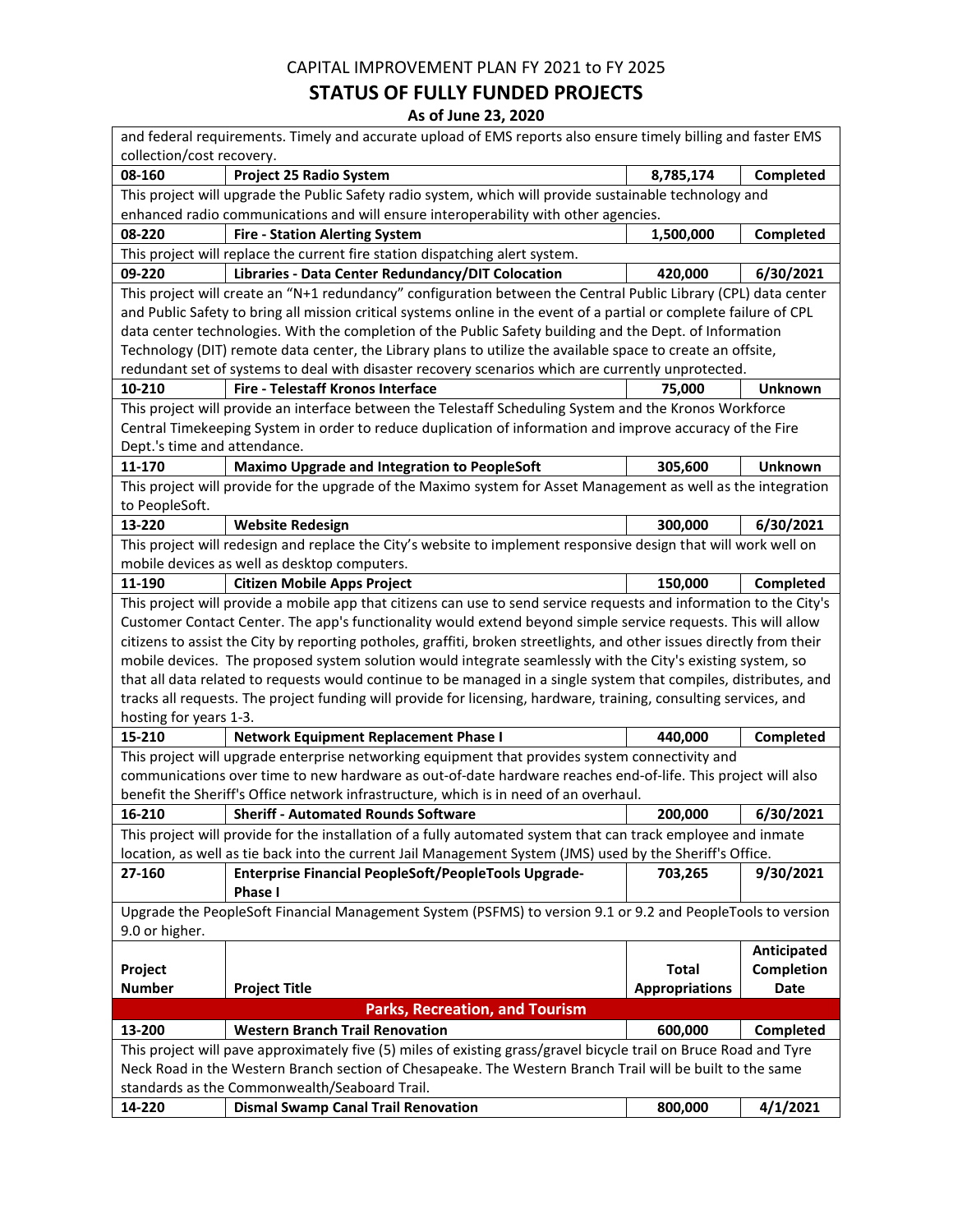# CAPITAL IMPROVEMENT PLAN FY 2021 to FY 2025

## STATUS OF FULLY FUNDED PROJECTS

**As of June 23, 2020**

| | | | |
|---|---|---|---|
| and federal requirements. Timely and accurate upload of EMS reports also ensure timely billing and faster EMS collection/cost recovery. | | | |
| **08-160** | **Project 25 Radio System** | **8,785,174** | **Completed** |
| This project will upgrade the Public Safety radio system, which will provide sustainable technology and enhanced radio communications and will ensure interoperability with other agencies. | | | |
| **08-220** | **Fire - Station Alerting System** | **1,500,000** | **Completed** |
| This project will replace the current fire station dispatching alert system. | | | |
| **09-220** | **Libraries - Data Center Redundancy/DIT Colocation** | **420,000** | **6/30/2021** |
| This project will create an "N+1 redundancy" configuration between the Central Public Library (CPL) data center and Public Safety to bring all mission critical systems online in the event of a partial or complete failure of CPL data center technologies. With the completion of the Public Safety building and the Dept. of Information Technology (DIT) remote data center, the Library plans to utilize the available space to create an offsite, redundant set of systems to deal with disaster recovery scenarios which are currently unprotected. | | | |
| **10-210** | **Fire - Telestaff Kronos Interface** | **75,000** | **Unknown** |
| This project will provide an interface between the Telestaff Scheduling System and the Kronos Workforce Central Timekeeping System in order to reduce duplication of information and improve accuracy of the Fire Dept.'s time and attendance. | | | |
| **11-170** | **Maximo Upgrade and Integration to PeopleSoft** | **305,600** | **Unknown** |
| This project will provide for the upgrade of the Maximo system for Asset Management as well as the integration to PeopleSoft. | | | |
| **13-220** | **Website Redesign** | **300,000** | **6/30/2021** |
| This project will redesign and replace the City's website to implement responsive design that will work well on mobile devices as well as desktop computers. | | | |
| **11-190** | **Citizen Mobile Apps Project** | **150,000** | **Completed** |
| This project will provide a mobile app that citizens can use to send service requests and information to the City's Customer Contact Center. The app's functionality would extend beyond simple service requests. This will allow citizens to assist the City by reporting potholes, graffiti, broken streetlights, and other issues directly from their mobile devices. The proposed system solution would integrate seamlessly with the City's existing system, so that all data related to requests would continue to be managed in a single system that compiles, distributes, and tracks all requests. The project funding will provide for licensing, hardware, training, consulting services, and hosting for years 1-3. | | | |
| **15-210** | **Network Equipment Replacement Phase I** | **440,000** | **Completed** |
| This project will upgrade enterprise networking equipment that provides system connectivity and communications over time to new hardware as out-of-date hardware reaches end-of-life. This project will also benefit the Sheriff's Office network infrastructure, which is in need of an overhaul. | | | |
| **16-210** | **Sheriff - Automated Rounds Software** | **200,000** | **6/30/2021** |
| This project will provide for the installation of a fully automated system that can track employee and inmate location, as well as tie back into the current Jail Management System (JMS) used by the Sheriff's Office. | | | |
| **27-160** | **Enterprise Financial PeopleSoft/PeopleTools Upgrade-Phase I** | **703,265** | **9/30/2021** |
| Upgrade the PeopleSoft Financial Management System (PSFMS) to version 9.1 or 9.2 and PeopleTools to version 9.0 or higher. | | | |

| Project Number | Project Title | Total Appropriations | Anticipated Completion Date |
|---|---|---|---|
| **Parks, Recreation, and Tourism** | | | |
| **13-200** | **Western Branch Trail Renovation** | **600,000** | **Completed** |
| This project will pave approximately five (5) miles of existing grass/gravel bicycle trail on Bruce Road and Tyre Neck Road in the Western Branch section of Chesapeake. The Western Branch Trail will be built to the same standards as the Commonwealth/Seaboard Trail. | | | |
| **14-220** | **Dismal Swamp Canal Trail Renovation** | **800,000** | **4/1/2021** |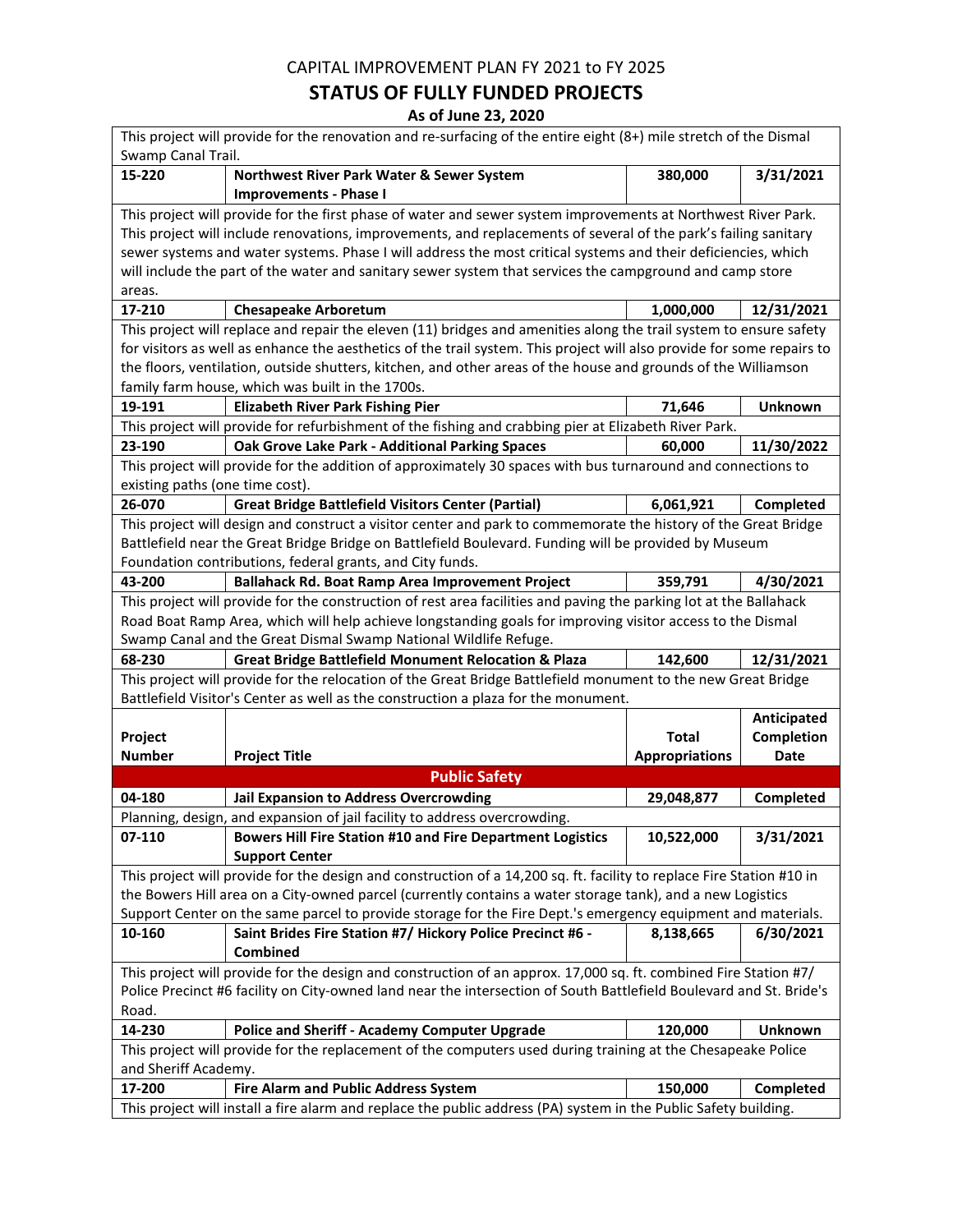# CAPITAL IMPROVEMENT PLAN FY 2021 to FY 2025

## STATUS OF FULLY FUNDED PROJECTS

### As of June 23, 2020

| | | | |
|---|---|---|---|
| This project will provide for the renovation and re-surfacing of the entire eight (8+) mile stretch of the Dismal Swamp Canal Trail. | | | |
| **15-220** | **Northwest River Park Water & Sewer System Improvements - Phase I** | 380,000 | 3/31/2021 |
| This project will provide for the first phase of water and sewer system improvements at Northwest River Park. This project will include renovations, improvements, and replacements of several of the park's failing sanitary sewer systems and water systems. Phase I will address the most critical systems and their deficiencies, which will include the part of the water and sanitary sewer system that services the campground and camp store areas. | | | |
| **17-210** | **Chesapeake Arboretum** | 1,000,000 | 12/31/2021 |
| This project will replace and repair the eleven (11) bridges and amenities along the trail system to ensure safety for visitors as well as enhance the aesthetics of the trail system. This project will also provide for some repairs to the floors, ventilation, outside shutters, kitchen, and other areas of the house and grounds of the Williamson family farm house, which was built in the 1700s. | | | |
| **19-191** | **Elizabeth River Park Fishing Pier** | 71,646 | **Unknown** |
| This project will provide for refurbishment of the fishing and crabbing pier at Elizabeth River Park. | | | |
| **23-190** | **Oak Grove Lake Park - Additional Parking Spaces** | 60,000 | 11/30/2022 |
| This project will provide for the addition of approximately 30 spaces with bus turnaround and connections to existing paths (one time cost). | | | |
| **26-070** | **Great Bridge Battlefield Visitors Center (Partial)** | 6,061,921 | **Completed** |
| This project will design and construct a visitor center and park to commemorate the history of the Great Bridge Battlefield near the Great Bridge Bridge on Battlefield Boulevard. Funding will be provided by Museum Foundation contributions, federal grants, and City funds. | | | |
| **43-200** | **Ballahack Rd. Boat Ramp Area Improvement Project** | 359,791 | 4/30/2021 |
| This project will provide for the construction of rest area facilities and paving the parking lot at the Ballahack Road Boat Ramp Area, which will help achieve longstanding goals for improving visitor access to the Dismal Swamp Canal and the Great Dismal Swamp National Wildlife Refuge. | | | |
| **68-230** | **Great Bridge Battlefield Monument Relocation & Plaza** | 142,600 | 12/31/2021 |
| This project will provide for the relocation of the Great Bridge Battlefield monument to the new Great Bridge Battlefield Visitor's Center as well as the construction a plaza for the monument. | | | |

| Project Number | Project Title | Total Appropriations | Anticipated Completion Date |
|---|---|---|---|
| | **Public Safety** | | |
| **04-180** | **Jail Expansion to Address Overcrowding** | 29,048,877 | **Completed** |
| Planning, design, and expansion of jail facility to address overcrowding. | | | |
| **07-110** | **Bowers Hill Fire Station #10 and Fire Department Logistics Support Center** | 10,522,000 | 3/31/2021 |
| This project will provide for the design and construction of a 14,200 sq. ft. facility to replace Fire Station #10 in the Bowers Hill area on a City-owned parcel (currently contains a water storage tank), and a new Logistics Support Center on the same parcel to provide storage for the Fire Dept.'s emergency equipment and materials. | | | |
| **10-160** | **Saint Brides Fire Station #7/ Hickory Police Precinct #6 - Combined** | 8,138,665 | 6/30/2021 |
| This project will provide for the design and construction of an approx. 17,000 sq. ft. combined Fire Station #7/ Police Precinct #6 facility on City-owned land near the intersection of South Battlefield Boulevard and St. Bride's Road. | | | |
| **14-230** | **Police and Sheriff - Academy Computer Upgrade** | 120,000 | **Unknown** |
| This project will provide for the replacement of the computers used during training at the Chesapeake Police and Sheriff Academy. | | | |
| **17-200** | **Fire Alarm and Public Address System** | 150,000 | **Completed** |
| This project will install a fire alarm and replace the public address (PA) system in the Public Safety building. | | | |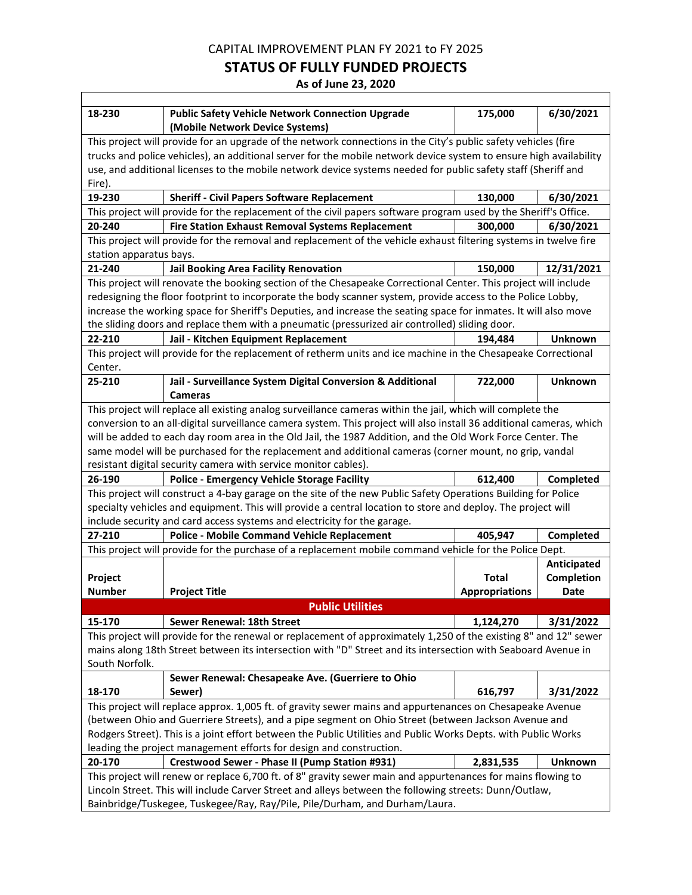# CAPITAL IMPROVEMENT PLAN FY 2021 to FY 2025

## STATUS OF FULLY FUNDED PROJECTS

**As of June 23, 2020**

| Project Number | Project Title | Total Appropriations | Anticipated Completion Date |
|---|---|---|---|
| **18-230** | **Public Safety Vehicle Network Connection Upgrade (Mobile Network Device Systems)** | **175,000** | **6/30/2021** |
| This project will provide for an upgrade of the network connections in the City's public safety vehicles (fire trucks and police vehicles), an additional server for the mobile network device system to ensure high availability use, and additional licenses to the mobile network device systems needed for public safety staff (Sheriff and Fire). | | | |
| **19-230** | **Sheriff - Civil Papers Software Replacement** | **130,000** | **6/30/2021** |
| This project will provide for the replacement of the civil papers software program used by the Sheriff's Office. | | | |
| **20-240** | **Fire Station Exhaust Removal Systems Replacement** | **300,000** | **6/30/2021** |
| This project will provide for the removal and replacement of the vehicle exhaust filtering systems in twelve fire station apparatus bays. | | | |
| **21-240** | **Jail Booking Area Facility Renovation** | **150,000** | **12/31/2021** |
| This project will renovate the booking section of the Chesapeake Correctional Center. This project will include redesigning the floor footprint to incorporate the body scanner system, provide access to the Police Lobby, increase the working space for Sheriff's Deputies, and increase the seating space for inmates. It will also move the sliding doors and replace them with a pneumatic (pressurized air controlled) sliding door. | | | |
| **22-210** | **Jail - Kitchen Equipment Replacement** | **194,484** | **Unknown** |
| This project will provide for the replacement of retherm units and ice machine in the Chesapeake Correctional Center. | | | |
| **25-210** | **Jail - Surveillance System Digital Conversion & Additional Cameras** | **722,000** | **Unknown** |
| This project will replace all existing analog surveillance cameras within the jail, which will complete the conversion to an all-digital surveillance camera system. This project will also install 36 additional cameras, which will be added to each day room area in the Old Jail, the 1987 Addition, and the Old Work Force Center. The same model will be purchased for the replacement and additional cameras (corner mount, no grip, vandal resistant digital security camera with service monitor cables). | | | |
| **26-190** | **Police - Emergency Vehicle Storage Facility** | **612,400** | **Completed** |
| This project will construct a 4-bay garage on the site of the new Public Safety Operations Building for Police specialty vehicles and equipment. This will provide a central location to store and deploy. The project will include security and card access systems and electricity for the garage. | | | |
| **27-210** | **Police - Mobile Command Vehicle Replacement** | **405,947** | **Completed** |
| This project will provide for the purchase of a replacement mobile command vehicle for the Police Dept. | | | |

| Project Number | Project Title | Total Appropriations | Anticipated Completion Date |
|---|---|---|---|
| | **Public Utilities** | | |
| **15-170** | **Sewer Renewal: 18th Street** | **1,124,270** | **3/31/2022** |
| This project will provide for the renewal or replacement of approximately 1,250 of the existing 8" and 12" sewer mains along 18th Street between its intersection with "D" Street and its intersection with Seaboard Avenue in South Norfolk. | | | |
| **18-170** | **Sewer Renewal: Chesapeake Ave. (Guerriere to Ohio Sewer)** | **616,797** | **3/31/2022** |
| This project will replace approx. 1,005 ft. of gravity sewer mains and appurtenances on Chesapeake Avenue (between Ohio and Guerriere Streets), and a pipe segment on Ohio Street (between Jackson Avenue and Rodgers Street). This is a joint effort between the Public Utilities and Public Works Depts. with Public Works leading the project management efforts for design and construction. | | | |
| **20-170** | **Crestwood Sewer - Phase II (Pump Station #931)** | **2,831,535** | **Unknown** |
| This project will renew or replace 6,700 ft. of 8" gravity sewer main and appurtenances for mains flowing to Lincoln Street. This will include Carver Street and alleys between the following streets: Dunn/Outlaw, Bainbridge/Tuskegee, Tuskegee/Ray, Ray/Pile, Pile/Durham, and Durham/Laura. | | | |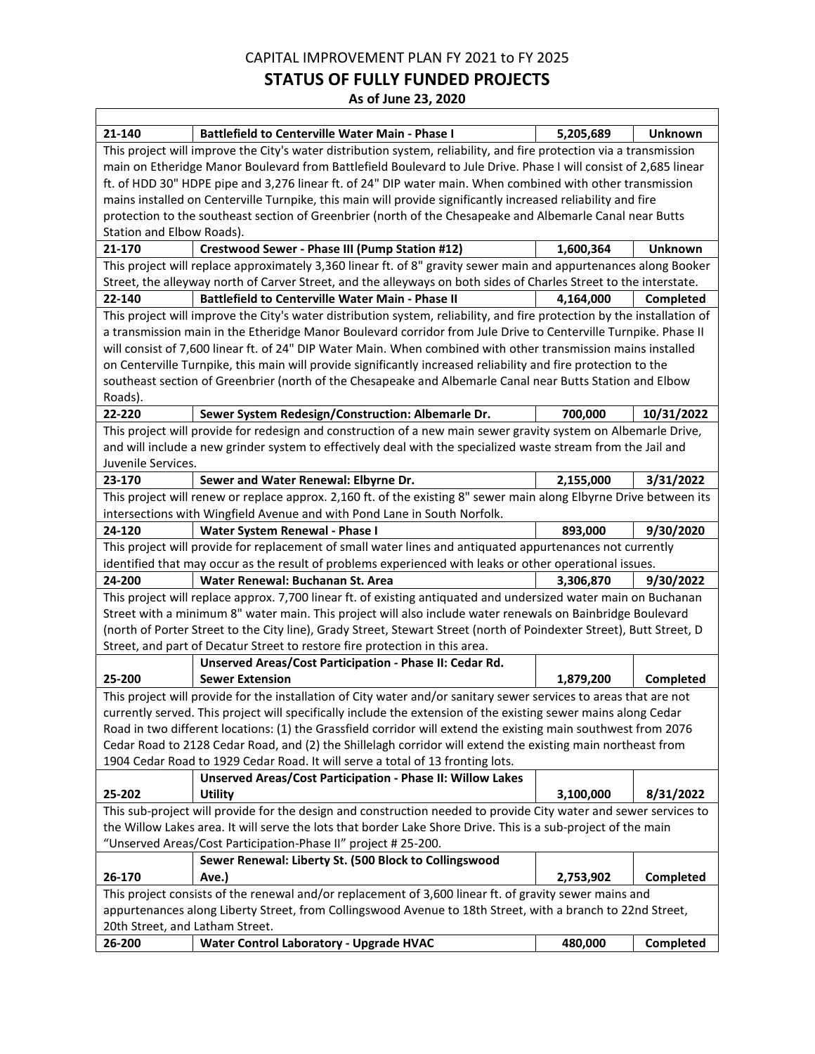# CAPITAL IMPROVEMENT PLAN FY 2021 to FY 2025

## STATUS OF FULLY FUNDED PROJECTS

### As of June 23, 2020

| | | | |
|---|---|---|---|
| **21-140** | **Battlefield to Centerville Water Main - Phase I** | **5,205,689** | **Unknown** |
| This project will improve the City's water distribution system, reliability, and fire protection via a transmission main on Etheridge Manor Boulevard from Battlefield Boulevard to Jule Drive. Phase I will consist of 2,685 linear ft. of HDD 30" HDPE pipe and 3,276 linear ft. of 24" DIP water main. When combined with other transmission mains installed on Centerville Turnpike, this main will provide significantly increased reliability and fire protection to the southeast section of Greenbrier (north of the Chesapeake and Albemarle Canal near Butts Station and Elbow Roads). | | | |
| **21-170** | **Crestwood Sewer - Phase III (Pump Station #12)** | **1,600,364** | **Unknown** |
| This project will replace approximately 3,360 linear ft. of 8" gravity sewer main and appurtenances along Booker Street, the alleyway north of Carver Street, and the alleyways on both sides of Charles Street to the interstate. | | | |
| **22-140** | **Battlefield to Centerville Water Main - Phase II** | **4,164,000** | **Completed** |
| This project will improve the City's water distribution system, reliability, and fire protection by the installation of a transmission main in the Etheridge Manor Boulevard corridor from Jule Drive to Centerville Turnpike. Phase II will consist of 7,600 linear ft. of 24" DIP Water Main. When combined with other transmission mains installed on Centerville Turnpike, this main will provide significantly increased reliability and fire protection to the southeast section of Greenbrier (north of the Chesapeake and Albemarle Canal near Butts Station and Elbow Roads). | | | |
| **22-220** | **Sewer System Redesign/Construction: Albemarle Dr.** | **700,000** | **10/31/2022** |
| This project will provide for redesign and construction of a new main sewer gravity system on Albemarle Drive, and will include a new grinder system to effectively deal with the specialized waste stream from the Jail and Juvenile Services. | | | |
| **23-170** | **Sewer and Water Renewal: Elbyrne Dr.** | **2,155,000** | **3/31/2022** |
| This project will renew or replace approx. 2,160 ft. of the existing 8" sewer main along Elbyrne Drive between its intersections with Wingfield Avenue and with Pond Lane in South Norfolk. | | | |
| **24-120** | **Water System Renewal - Phase I** | **893,000** | **9/30/2020** |
| This project will provide for replacement of small water lines and antiquated appurtenances not currently identified that may occur as the result of problems experienced with leaks or other operational issues. | | | |
| **24-200** | **Water Renewal: Buchanan St. Area** | **3,306,870** | **9/30/2022** |
| This project will replace approx. 7,700 linear ft. of existing antiquated and undersized water main on Buchanan Street with a minimum 8" water main. This project will also include water renewals on Bainbridge Boulevard (north of Porter Street to the City line), Grady Street, Stewart Street (north of Poindexter Street), Butt Street, D Street, and part of Decatur Street to restore fire protection in this area. | | | |
| **25-200** | **Unserved Areas/Cost Participation - Phase II: Cedar Rd. Sewer Extension** | **1,879,200** | **Completed** |
| This project will provide for the installation of City water and/or sanitary sewer services to areas that are not currently served. This project will specifically include the extension of the existing sewer mains along Cedar Road in two different locations: (1) the Grassfield corridor will extend the existing main southwest from 2076 Cedar Road to 2128 Cedar Road, and (2) the Shillelagh corridor will extend the existing main northeast from 1904 Cedar Road to 1929 Cedar Road. It will serve a total of 13 fronting lots. | | | |
| **25-202** | **Unserved Areas/Cost Participation - Phase II: Willow Lakes Utility** | **3,100,000** | **8/31/2022** |
| This sub-project will provide for the design and construction needed to provide City water and sewer services to the Willow Lakes area. It will serve the lots that border Lake Shore Drive. This is a sub-project of the main "Unserved Areas/Cost Participation-Phase II" project # 25-200. | | | |
| **26-170** | **Sewer Renewal: Liberty St. (500 Block to Collingswood Ave.)** | **2,753,902** | **Completed** |
| This project consists of the renewal and/or replacement of 3,600 linear ft. of gravity sewer mains and appurtenances along Liberty Street, from Collingswood Avenue to 18th Street, with a branch to 22nd Street, 20th Street, and Latham Street. | | | |
| **26-200** | **Water Control Laboratory - Upgrade HVAC** | **480,000** | **Completed** |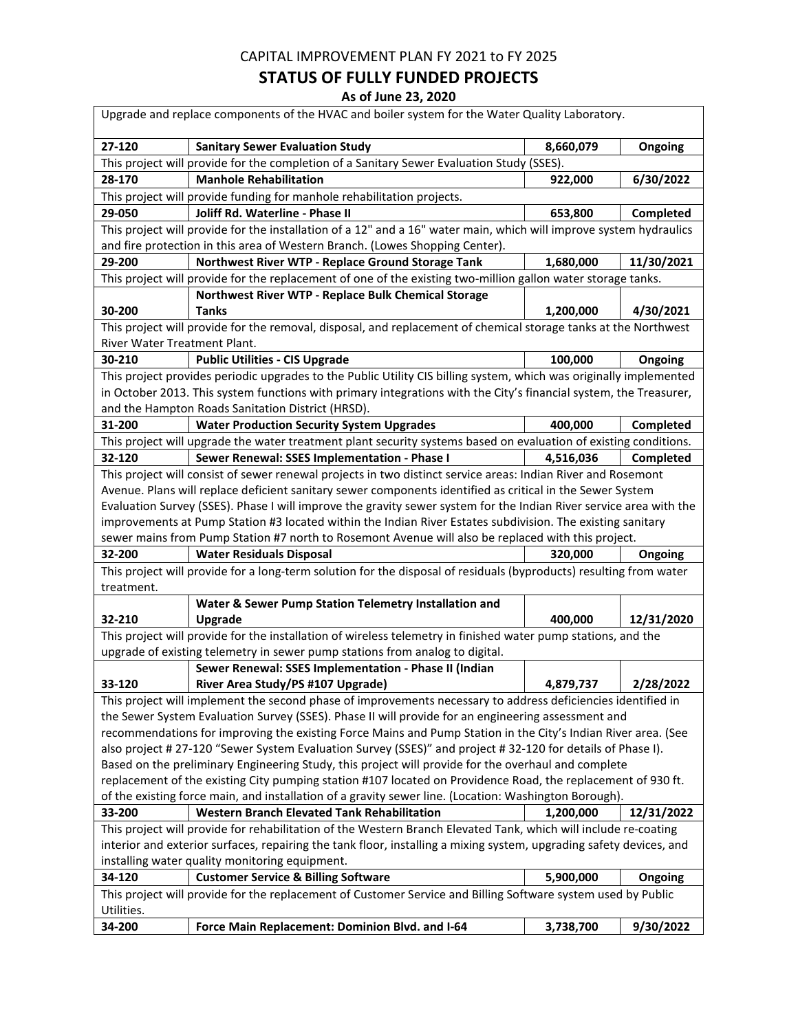CAPITAL IMPROVEMENT PLAN FY 2021 to FY 2025

## STATUS OF FULLY FUNDED PROJECTS

**As of June 23, 2020**

| | | | |
|---|---|---|---|
| Upgrade and replace components of the HVAC and boiler system for the Water Quality Laboratory. | | | |
| **27-120** | **Sanitary Sewer Evaluation Study** | **8,660,079** | **Ongoing** |
| This project will provide for the completion of a Sanitary Sewer Evaluation Study (SSES). | | | |
| **28-170** | **Manhole Rehabilitation** | **922,000** | **6/30/2022** |
| This project will provide funding for manhole rehabilitation projects. | | | |
| **29-050** | **Joliff Rd. Waterline - Phase II** | **653,800** | **Completed** |
| This project will provide for the installation of a 12" and a 16" water main, which will improve system hydraulics and fire protection in this area of Western Branch. (Lowes Shopping Center). | | | |
| **29-200** | **Northwest River WTP - Replace Ground Storage Tank** | **1,680,000** | **11/30/2021** |
| This project will provide for the replacement of one of the existing two-million gallon water storage tanks. | | | |
| **30-200** | **Northwest River WTP - Replace Bulk Chemical Storage Tanks** | **1,200,000** | **4/30/2021** |
| This project will provide for the removal, disposal, and replacement of chemical storage tanks at the Northwest River Water Treatment Plant. | | | |
| **30-210** | **Public Utilities - CIS Upgrade** | **100,000** | **Ongoing** |
| This project provides periodic upgrades to the Public Utility CIS billing system, which was originally implemented in October 2013. This system functions with primary integrations with the City's financial system, the Treasurer, and the Hampton Roads Sanitation District (HRSD). | | | |
| **31-200** | **Water Production Security System Upgrades** | **400,000** | **Completed** |
| This project will upgrade the water treatment plant security systems based on evaluation of existing conditions. | | | |
| **32-120** | **Sewer Renewal: SSES Implementation - Phase I** | **4,516,036** | **Completed** |
| This project will consist of sewer renewal projects in two distinct service areas: Indian River and Rosemont Avenue. Plans will replace deficient sanitary sewer components identified as critical in the Sewer System Evaluation Survey (SSES). Phase I will improve the gravity sewer system for the Indian River service area with the improvements at Pump Station #3 located within the Indian River Estates subdivision. The existing sanitary sewer mains from Pump Station #7 north to Rosemont Avenue will also be replaced with this project. | | | |
| **32-200** | **Water Residuals Disposal** | **320,000** | **Ongoing** |
| This project will provide for a long-term solution for the disposal of residuals (byproducts) resulting from water treatment. | | | |
| **32-210** | **Water & Sewer Pump Station Telemetry Installation and Upgrade** | **400,000** | **12/31/2020** |
| This project will provide for the installation of wireless telemetry in finished water pump stations, and the upgrade of existing telemetry in sewer pump stations from analog to digital. | | | |
| **33-120** | **Sewer Renewal: SSES Implementation - Phase II (Indian River Area Study/PS #107 Upgrade)** | **4,879,737** | **2/28/2022** |
| This project will implement the second phase of improvements necessary to address deficiencies identified in the Sewer System Evaluation Survey (SSES). Phase II will provide for an engineering assessment and recommendations for improving the existing Force Mains and Pump Station in the City's Indian River area. (See also project # 27-120 "Sewer System Evaluation Survey (SSES)" and project # 32-120 for details of Phase I). Based on the preliminary Engineering Study, this project will provide for the overhaul and complete replacement of the existing City pumping station #107 located on Providence Road, the replacement of 930 ft. of the existing force main, and installation of a gravity sewer line. (Location: Washington Borough). | | | |
| **33-200** | **Western Branch Elevated Tank Rehabilitation** | **1,200,000** | **12/31/2022** |
| This project will provide for rehabilitation of the Western Branch Elevated Tank, which will include re-coating interior and exterior surfaces, repairing the tank floor, installing a mixing system, upgrading safety devices, and installing water quality monitoring equipment. | | | |
| **34-120** | **Customer Service & Billing Software** | **5,900,000** | **Ongoing** |
| This project will provide for the replacement of Customer Service and Billing Software system used by Public Utilities. | | | |
| **34-200** | **Force Main Replacement: Dominion Blvd. and I-64** | **3,738,700** | **9/30/2022** |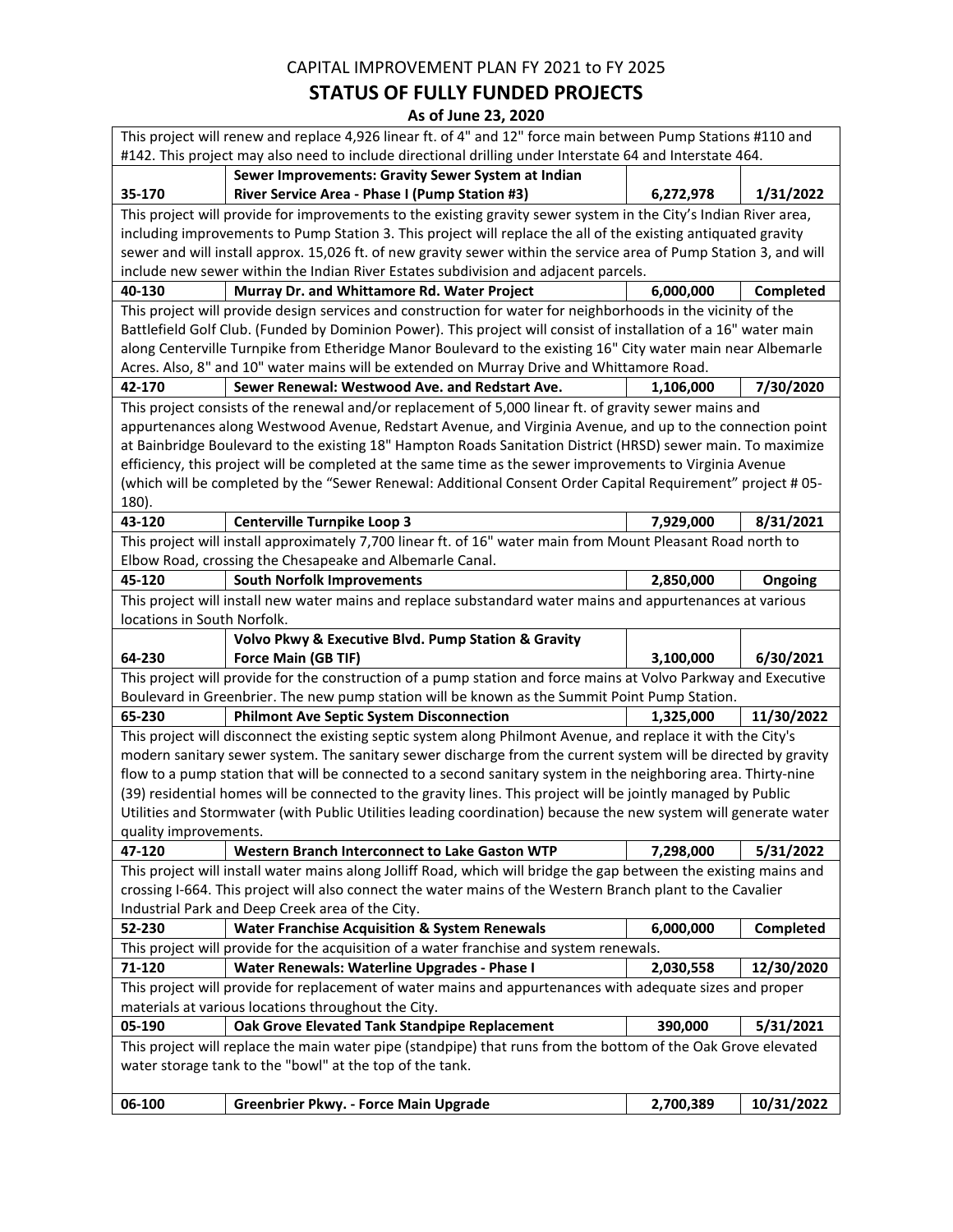# CAPITAL IMPROVEMENT PLAN FY 2021 to FY 2025

## STATUS OF FULLY FUNDED PROJECTS

### As of June 23, 2020

| | | | |
|---|---|---|---|
| This project will renew and replace 4,926 linear ft. of 4" and 12" force main between Pump Stations #110 and #142. This project may also need to include directional drilling under Interstate 64 and Interstate 464. | | | |
| **35-170** | **Sewer Improvements: Gravity Sewer System at Indian River Service Area - Phase I (Pump Station #3)** | **6,272,978** | **1/31/2022** |
| This project will provide for improvements to the existing gravity sewer system in the City's Indian River area, including improvements to Pump Station 3. This project will replace the all of the existing antiquated gravity sewer and will install approx. 15,026 ft. of new gravity sewer within the service area of Pump Station 3, and will include new sewer within the Indian River Estates subdivision and adjacent parcels. | | | |
| **40-130** | **Murray Dr. and Whittamore Rd. Water Project** | **6,000,000** | **Completed** |
| This project will provide design services and construction for water for neighborhoods in the vicinity of the Battlefield Golf Club. (Funded by Dominion Power). This project will consist of installation of a 16" water main along Centerville Turnpike from Etheridge Manor Boulevard to the existing 16" City water main near Albemarle Acres. Also, 8" and 10" water mains will be extended on Murray Drive and Whittamore Road. | | | |
| **42-170** | **Sewer Renewal: Westwood Ave. and Redstart Ave.** | **1,106,000** | **7/30/2020** |
| This project consists of the renewal and/or replacement of 5,000 linear ft. of gravity sewer mains and appurtenances along Westwood Avenue, Redstart Avenue, and Virginia Avenue, and up to the connection point at Bainbridge Boulevard to the existing 18" Hampton Roads Sanitation District (HRSD) sewer main. To maximize efficiency, this project will be completed at the same time as the sewer improvements to Virginia Avenue (which will be completed by the "Sewer Renewal: Additional Consent Order Capital Requirement" project # 05-180). | | | |
| **43-120** | **Centerville Turnpike Loop 3** | **7,929,000** | **8/31/2021** |
| This project will install approximately 7,700 linear ft. of 16" water main from Mount Pleasant Road north to Elbow Road, crossing the Chesapeake and Albemarle Canal. | | | |
| **45-120** | **South Norfolk Improvements** | **2,850,000** | **Ongoing** |
| This project will install new water mains and replace substandard water mains and appurtenances at various locations in South Norfolk. | | | |
| **64-230** | **Volvo Pkwy & Executive Blvd. Pump Station & Gravity Force Main (GB TIF)** | **3,100,000** | **6/30/2021** |
| This project will provide for the construction of a pump station and force mains at Volvo Parkway and Executive Boulevard in Greenbrier. The new pump station will be known as the Summit Point Pump Station. | | | |
| **65-230** | **Philmont Ave Septic System Disconnection** | **1,325,000** | **11/30/2022** |
| This project will disconnect the existing septic system along Philmont Avenue, and replace it with the City's modern sanitary sewer system. The sanitary sewer discharge from the current system will be directed by gravity flow to a pump station that will be connected to a second sanitary system in the neighboring area. Thirty-nine (39) residential homes will be connected to the gravity lines. This project will be jointly managed by Public Utilities and Stormwater (with Public Utilities leading coordination) because the new system will generate water quality improvements. | | | |
| **47-120** | **Western Branch Interconnect to Lake Gaston WTP** | **7,298,000** | **5/31/2022** |
| This project will install water mains along Jolliff Road, which will bridge the gap between the existing mains and crossing I-664. This project will also connect the water mains of the Western Branch plant to the Cavalier Industrial Park and Deep Creek area of the City. | | | |
| **52-230** | **Water Franchise Acquisition & System Renewals** | **6,000,000** | **Completed** |
| This project will provide for the acquisition of a water franchise and system renewals. | | | |
| **71-120** | **Water Renewals: Waterline Upgrades - Phase I** | **2,030,558** | **12/30/2020** |
| This project will provide for replacement of water mains and appurtenances with adequate sizes and proper materials at various locations throughout the City. | | | |
| **05-190** | **Oak Grove Elevated Tank Standpipe Replacement** | **390,000** | **5/31/2021** |
| This project will replace the main water pipe (standpipe) that runs from the bottom of the Oak Grove elevated water storage tank to the "bowl" at the top of the tank. | | | |
| **06-100** | **Greenbrier Pkwy. - Force Main Upgrade** | **2,700,389** | **10/31/2022** |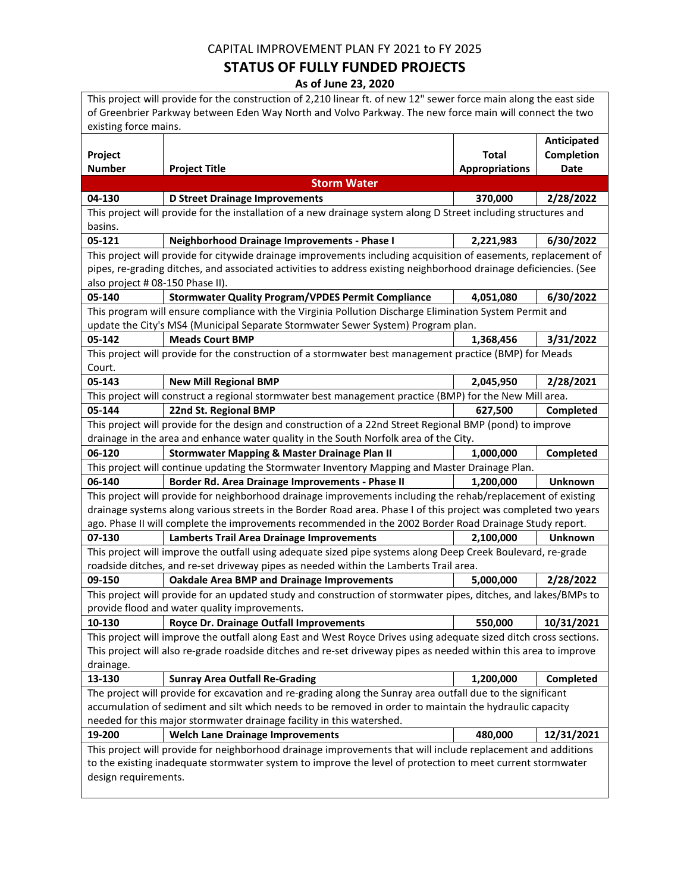CAPITAL IMPROVEMENT PLAN FY 2021 to FY 2025

# STATUS OF FULLY FUNDED PROJECTS

**As of June 23, 2020**

This project will provide for the construction of 2,210 linear ft. of new 12" sewer force main along the east side of Greenbrier Parkway between Eden Way North and Volvo Parkway. The new force main will connect the two existing force mains.

| Project Number | Project Title | Total Appropriations | Anticipated Completion Date |
|---|---|---|---|
| | **Storm Water** | | |
| **04-130** | **D Street Drainage Improvements** | **370,000** | **2/28/2022** |
| This project will provide for the installation of a new drainage system along D Street including structures and basins. | | | |
| **05-121** | **Neighborhood Drainage Improvements - Phase I** | **2,221,983** | **6/30/2022** |
| This project will provide for citywide drainage improvements including acquisition of easements, replacement of pipes, re-grading ditches, and associated activities to address existing neighborhood drainage deficiencies. (See also project # 08-150 Phase II). | | | |
| **05-140** | **Stormwater Quality Program/VPDES Permit Compliance** | **4,051,080** | **6/30/2022** |
| This program will ensure compliance with the Virginia Pollution Discharge Elimination System Permit and update the City's MS4 (Municipal Separate Stormwater Sewer System) Program plan. | | | |
| **05-142** | **Meads Court BMP** | **1,368,456** | **3/31/2022** |
| This project will provide for the construction of a stormwater best management practice (BMP) for Meads Court. | | | |
| **05-143** | **New Mill Regional BMP** | **2,045,950** | **2/28/2021** |
| This project will construct a regional stormwater best management practice (BMP) for the New Mill area. | | | |
| **05-144** | **22nd St. Regional BMP** | **627,500** | **Completed** |
| This project will provide for the design and construction of a 22nd Street Regional BMP (pond) to improve drainage in the area and enhance water quality in the South Norfolk area of the City. | | | |
| **06-120** | **Stormwater Mapping & Master Drainage Plan II** | **1,000,000** | **Completed** |
| This project will continue updating the Stormwater Inventory Mapping and Master Drainage Plan. | | | |
| **06-140** | **Border Rd. Area Drainage Improvements - Phase II** | **1,200,000** | **Unknown** |
| This project will provide for neighborhood drainage improvements including the rehab/replacement of existing drainage systems along various streets in the Border Road area. Phase I of this project was completed two years ago. Phase II will complete the improvements recommended in the 2002 Border Road Drainage Study report. | | | |
| **07-130** | **Lamberts Trail Area Drainage Improvements** | **2,100,000** | **Unknown** |
| This project will improve the outfall using adequate sized pipe systems along Deep Creek Boulevard, re-grade roadside ditches, and re-set driveway pipes as needed within the Lamberts Trail area. | | | |
| **09-150** | **Oakdale Area BMP and Drainage Improvements** | **5,000,000** | **2/28/2022** |
| This project will provide for an updated study and construction of stormwater pipes, ditches, and lakes/BMPs to provide flood and water quality improvements. | | | |
| **10-130** | **Royce Dr. Drainage Outfall Improvements** | **550,000** | **10/31/2021** |
| This project will improve the outfall along East and West Royce Drives using adequate sized ditch cross sections. This project will also re-grade roadside ditches and re-set driveway pipes as needed within this area to improve drainage. | | | |
| **13-130** | **Sunray Area Outfall Re-Grading** | **1,200,000** | **Completed** |
| The project will provide for excavation and re-grading along the Sunray area outfall due to the significant accumulation of sediment and silt which needs to be removed in order to maintain the hydraulic capacity needed for this major stormwater drainage facility in this watershed. | | | |
| **19-200** | **Welch Lane Drainage Improvements** | **480,000** | **12/31/2021** |
| This project will provide for neighborhood drainage improvements that will include replacement and additions to the existing inadequate stormwater system to improve the level of protection to meet current stormwater design requirements. | | | |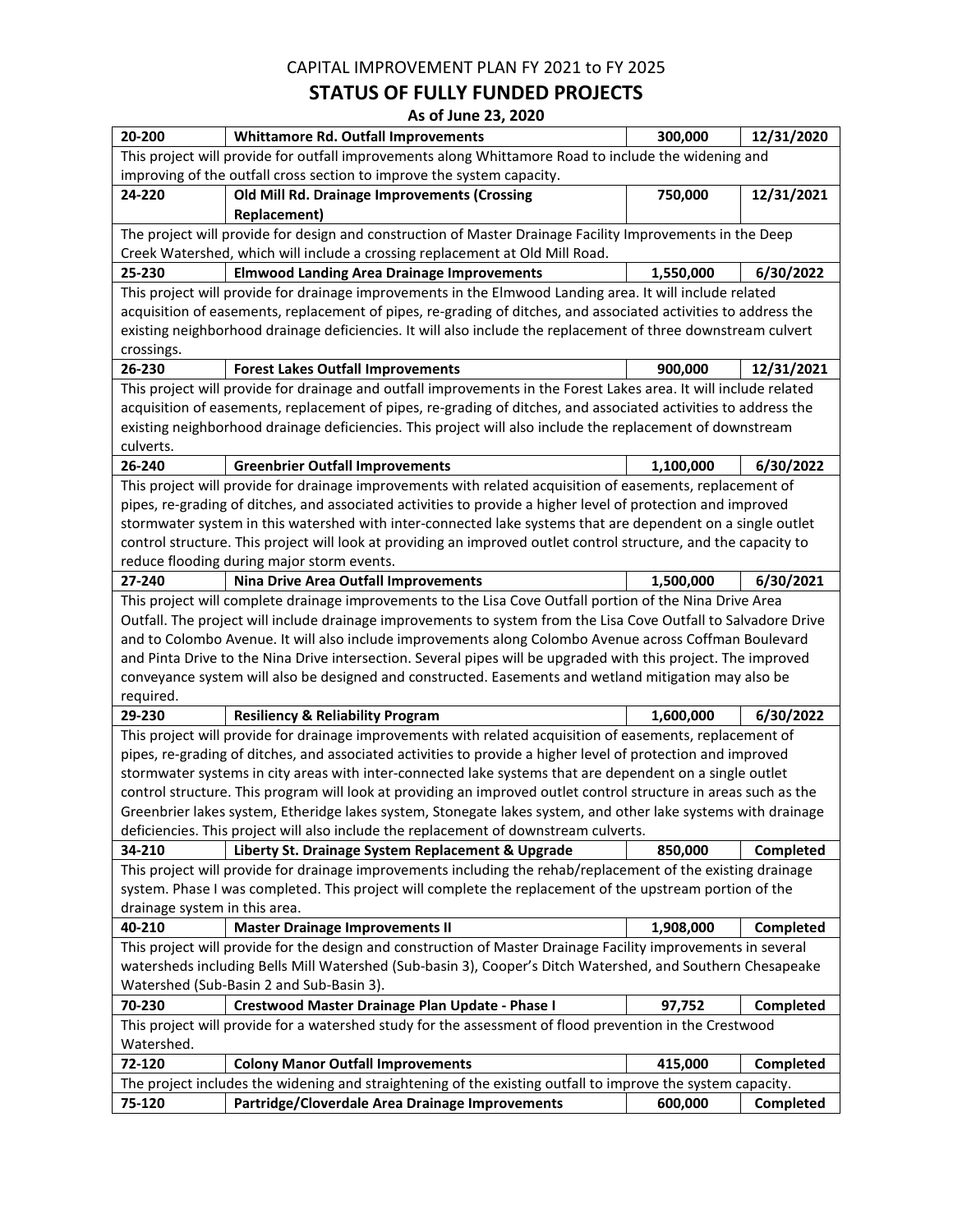CAPITAL IMPROVEMENT PLAN FY 2021 to FY 2025

## STATUS OF FULLY FUNDED PROJECTS

### As of June 23, 2020

| | | | |
|---|---|---|---|
| **20-200** | **Whittamore Rd. Outfall Improvements** | **300,000** | **12/31/2020** |
| This project will provide for outfall improvements along Whittamore Road to include the widening and improving of the outfall cross section to improve the system capacity. | | | |
| **24-220** | **Old Mill Rd. Drainage Improvements (Crossing Replacement)** | **750,000** | **12/31/2021** |
| The project will provide for design and construction of Master Drainage Facility Improvements in the Deep Creek Watershed, which will include a crossing replacement at Old Mill Road. | | | |
| **25-230** | **Elmwood Landing Area Drainage Improvements** | **1,550,000** | **6/30/2022** |
| This project will provide for drainage improvements in the Elmwood Landing area. It will include related acquisition of easements, replacement of pipes, re-grading of ditches, and associated activities to address the existing neighborhood drainage deficiencies. It will also include the replacement of three downstream culvert crossings. | | | |
| **26-230** | **Forest Lakes Outfall Improvements** | **900,000** | **12/31/2021** |
| This project will provide for drainage and outfall improvements in the Forest Lakes area. It will include related acquisition of easements, replacement of pipes, re-grading of ditches, and associated activities to address the existing neighborhood drainage deficiencies. This project will also include the replacement of downstream culverts. | | | |
| **26-240** | **Greenbrier Outfall Improvements** | **1,100,000** | **6/30/2022** |
| This project will provide for drainage improvements with related acquisition of easements, replacement of pipes, re-grading of ditches, and associated activities to provide a higher level of protection and improved stormwater system in this watershed with inter-connected lake systems that are dependent on a single outlet control structure. This project will look at providing an improved outlet control structure, and the capacity to reduce flooding during major storm events. | | | |
| **27-240** | **Nina Drive Area Outfall Improvements** | **1,500,000** | **6/30/2021** |
| This project will complete drainage improvements to the Lisa Cove Outfall portion of the Nina Drive Area Outfall. The project will include drainage improvements to system from the Lisa Cove Outfall to Salvadore Drive and to Colombo Avenue. It will also include improvements along Colombo Avenue across Coffman Boulevard and Pinta Drive to the Nina Drive intersection. Several pipes will be upgraded with this project. The improved conveyance system will also be designed and constructed. Easements and wetland mitigation may also be required. | | | |
| **29-230** | **Resiliency & Reliability Program** | **1,600,000** | **6/30/2022** |
| This project will provide for drainage improvements with related acquisition of easements, replacement of pipes, re-grading of ditches, and associated activities to provide a higher level of protection and improved stormwater systems in city areas with inter-connected lake systems that are dependent on a single outlet control structure. This program will look at providing an improved outlet control structure in areas such as the Greenbrier lakes system, Etheridge lakes system, Stonegate lakes system, and other lake systems with drainage deficiencies. This project will also include the replacement of downstream culverts. | | | |
| **34-210** | **Liberty St. Drainage System Replacement & Upgrade** | **850,000** | **Completed** |
| This project will provide for drainage improvements including the rehab/replacement of the existing drainage system. Phase I was completed. This project will complete the replacement of the upstream portion of the drainage system in this area. | | | |
| **40-210** | **Master Drainage Improvements II** | **1,908,000** | **Completed** |
| This project will provide for the design and construction of Master Drainage Facility improvements in several watersheds including Bells Mill Watershed (Sub-basin 3), Cooper's Ditch Watershed, and Southern Chesapeake Watershed (Sub-Basin 2 and Sub-Basin 3). | | | |
| **70-230** | **Crestwood Master Drainage Plan Update - Phase I** | **97,752** | **Completed** |
| This project will provide for a watershed study for the assessment of flood prevention in the Crestwood Watershed. | | | |
| **72-120** | **Colony Manor Outfall Improvements** | **415,000** | **Completed** |
| The project includes the widening and straightening of the existing outfall to improve the system capacity. | | | |
| **75-120** | **Partridge/Cloverdale Area Drainage Improvements** | **600,000** | **Completed** |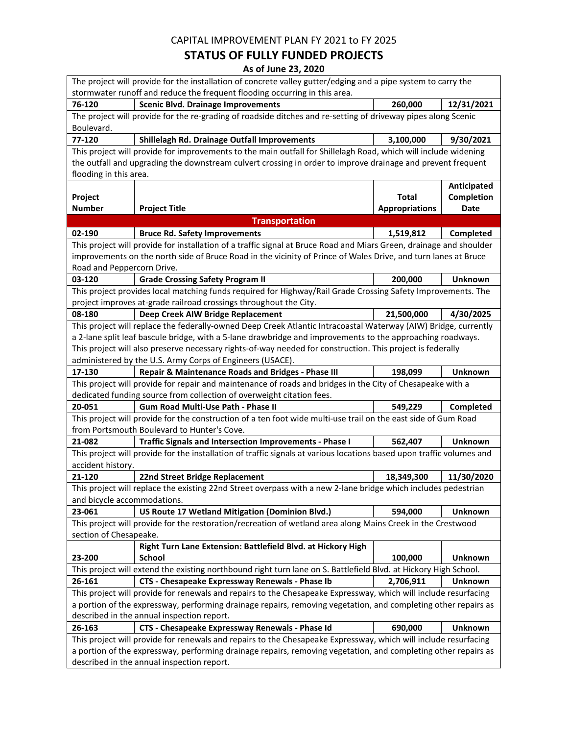CAPITAL IMPROVEMENT PLAN FY 2021 to FY 2025

## STATUS OF FULLY FUNDED PROJECTS

**As of June 23, 2020**

| | | | |
|---|---|---|---|
| The project will provide for the installation of concrete valley gutter/edging and a pipe system to carry the stormwater runoff and reduce the frequent flooding occurring in this area. | | | |
| **76-120** | **Scenic Blvd. Drainage Improvements** | **260,000** | **12/31/2021** |
| The project will provide for the re-grading of roadside ditches and re-setting of driveway pipes along Scenic Boulevard. | | | |
| **77-120** | **Shillelagh Rd. Drainage Outfall Improvements** | **3,100,000** | **9/30/2021** |
| This project will provide for improvements to the main outfall for Shillelagh Road, which will include widening the outfall and upgrading the downstream culvert crossing in order to improve drainage and prevent frequent flooding in this area. | | | |

| Project Number | Project Title | Total Appropriations | Anticipated Completion Date |
|---|---|---|---|
| | **Transportation** | | |
| **02-190** | **Bruce Rd. Safety Improvements** | **1,519,812** | **Completed** |
| This project will provide for installation of a traffic signal at Bruce Road and Miars Green, drainage and shoulder improvements on the north side of Bruce Road in the vicinity of Prince of Wales Drive, and turn lanes at Bruce Road and Peppercorn Drive. | | | |
| **03-120** | **Grade Crossing Safety Program II** | **200,000** | **Unknown** |
| This project provides local matching funds required for Highway/Rail Grade Crossing Safety Improvements. The project improves at-grade railroad crossings throughout the City. | | | |
| **08-180** | **Deep Creek AIW Bridge Replacement** | **21,500,000** | **4/30/2025** |
| This project will replace the federally-owned Deep Creek Atlantic Intracoastal Waterway (AIW) Bridge, currently a 2-lane split leaf bascule bridge, with a 5-lane drawbridge and improvements to the approaching roadways. This project will also preserve necessary rights-of-way needed for construction. This project is federally administered by the U.S. Army Corps of Engineers (USACE). | | | |
| **17-130** | **Repair & Maintenance Roads and Bridges - Phase III** | **198,099** | **Unknown** |
| This project will provide for repair and maintenance of roads and bridges in the City of Chesapeake with a dedicated funding source from collection of overweight citation fees. | | | |
| **20-051** | **Gum Road Multi-Use Path - Phase II** | **549,229** | **Completed** |
| This project will provide for the construction of a ten foot wide multi-use trail on the east side of Gum Road from Portsmouth Boulevard to Hunter's Cove. | | | |
| **21-082** | **Traffic Signals and Intersection Improvements - Phase I** | **562,407** | **Unknown** |
| This project will provide for the installation of traffic signals at various locations based upon traffic volumes and accident history. | | | |
| **21-120** | **22nd Street Bridge Replacement** | **18,349,300** | **11/30/2020** |
| This project will replace the existing 22nd Street overpass with a new 2-lane bridge which includes pedestrian and bicycle accommodations. | | | |
| **23-061** | **US Route 17 Wetland Mitigation (Dominion Blvd.)** | **594,000** | **Unknown** |
| This project will provide for the restoration/recreation of wetland area along Mains Creek in the Crestwood section of Chesapeake. | | | |
| **23-200** | **Right Turn Lane Extension: Battlefield Blvd. at Hickory High School** | **100,000** | **Unknown** |
| This project will extend the existing northbound right turn lane on S. Battlefield Blvd. at Hickory High School. | | | |
| **26-161** | **CTS - Chesapeake Expressway Renewals - Phase Ib** | **2,706,911** | **Unknown** |
| This project will provide for renewals and repairs to the Chesapeake Expressway, which will include resurfacing a portion of the expressway, performing drainage repairs, removing vegetation, and completing other repairs as described in the annual inspection report. | | | |
| **26-163** | **CTS - Chesapeake Expressway Renewals - Phase Id** | **690,000** | **Unknown** |
| This project will provide for renewals and repairs to the Chesapeake Expressway, which will include resurfacing a portion of the expressway, performing drainage repairs, removing vegetation, and completing other repairs as described in the annual inspection report. | | | |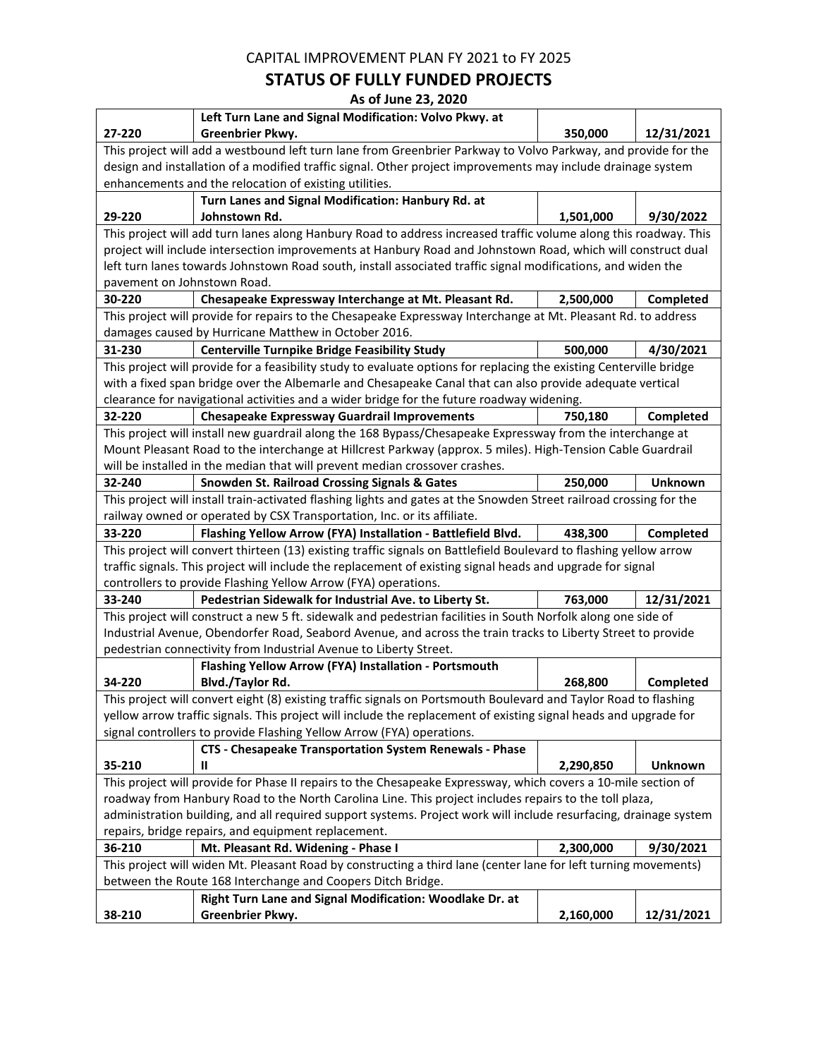CAPITAL IMPROVEMENT PLAN FY 2021 to FY 2025

## STATUS OF FULLY FUNDED PROJECTS

**As of June 23, 2020**

| | | | |
|---|---|---|---|
| 27-220 | **Left Turn Lane and Signal Modification: Volvo Pkwy. at Greenbrier Pkwy.** | **350,000** | **12/31/2021** |
| This project will add a westbound left turn lane from Greenbrier Parkway to Volvo Parkway, and provide for the design and installation of a modified traffic signal. Other project improvements may include drainage system enhancements and the relocation of existing utilities. | | | |
| 29-220 | **Turn Lanes and Signal Modification: Hanbury Rd. at Johnstown Rd.** | **1,501,000** | **9/30/2022** |
| This project will add turn lanes along Hanbury Road to address increased traffic volume along this roadway. This project will include intersection improvements at Hanbury Road and Johnstown Road, which will construct dual left turn lanes towards Johnstown Road south, install associated traffic signal modifications, and widen the pavement on Johnstown Road. | | | |
| 30-220 | **Chesapeake Expressway Interchange at Mt. Pleasant Rd.** | **2,500,000** | **Completed** |
| This project will provide for repairs to the Chesapeake Expressway Interchange at Mt. Pleasant Rd. to address damages caused by Hurricane Matthew in October 2016. | | | |
| 31-230 | **Centerville Turnpike Bridge Feasibility Study** | **500,000** | **4/30/2021** |
| This project will provide for a feasibility study to evaluate options for replacing the existing Centerville bridge with a fixed span bridge over the Albemarle and Chesapeake Canal that can also provide adequate vertical clearance for navigational activities and a wider bridge for the future roadway widening. | | | |
| 32-220 | **Chesapeake Expressway Guardrail Improvements** | **750,180** | **Completed** |
| This project will install new guardrail along the 168 Bypass/Chesapeake Expressway from the interchange at Mount Pleasant Road to the interchange at Hillcrest Parkway (approx. 5 miles). High-Tension Cable Guardrail will be installed in the median that will prevent median crossover crashes. | | | |
| 32-240 | **Snowden St. Railroad Crossing Signals & Gates** | **250,000** | **Unknown** |
| This project will install train-activated flashing lights and gates at the Snowden Street railroad crossing for the railway owned or operated by CSX Transportation, Inc. or its affiliate. | | | |
| 33-220 | **Flashing Yellow Arrow (FYA) Installation - Battlefield Blvd.** | **438,300** | **Completed** |
| This project will convert thirteen (13) existing traffic signals on Battlefield Boulevard to flashing yellow arrow traffic signals. This project will include the replacement of existing signal heads and upgrade for signal controllers to provide Flashing Yellow Arrow (FYA) operations. | | | |
| 33-240 | **Pedestrian Sidewalk for Industrial Ave. to Liberty St.** | **763,000** | **12/31/2021** |
| This project will construct a new 5 ft. sidewalk and pedestrian facilities in South Norfolk along one side of Industrial Avenue, Obendorfer Road, Seabord Avenue, and across the train tracks to Liberty Street to provide pedestrian connectivity from Industrial Avenue to Liberty Street. | | | |
| 34-220 | **Flashing Yellow Arrow (FYA) Installation - Portsmouth Blvd./Taylor Rd.** | **268,800** | **Completed** |
| This project will convert eight (8) existing traffic signals on Portsmouth Boulevard and Taylor Road to flashing yellow arrow traffic signals. This project will include the replacement of existing signal heads and upgrade for signal controllers to provide Flashing Yellow Arrow (FYA) operations. | | | |
| 35-210 | **CTS - Chesapeake Transportation System Renewals - Phase II** | **2,290,850** | **Unknown** |
| This project will provide for Phase II repairs to the Chesapeake Expressway, which covers a 10-mile section of roadway from Hanbury Road to the North Carolina Line. This project includes repairs to the toll plaza, administration building, and all required support systems. Project work will include resurfacing, drainage system repairs, bridge repairs, and equipment replacement. | | | |
| 36-210 | **Mt. Pleasant Rd. Widening - Phase I** | **2,300,000** | **9/30/2021** |
| This project will widen Mt. Pleasant Road by constructing a third lane (center lane for left turning movements) between the Route 168 Interchange and Coopers Ditch Bridge. | | | |
| 38-210 | **Right Turn Lane and Signal Modification: Woodlake Dr. at Greenbrier Pkwy.** | **2,160,000** | **12/31/2021** |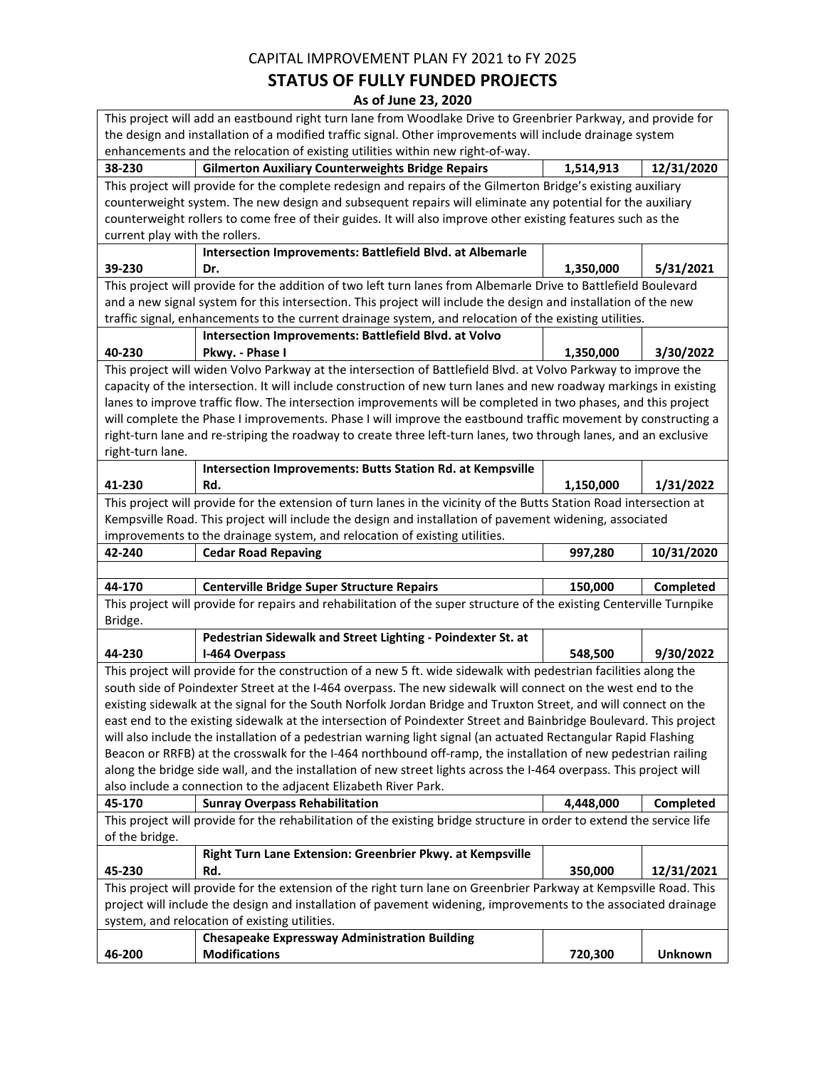CAPITAL IMPROVEMENT PLAN FY 2021 to FY 2025

## STATUS OF FULLY FUNDED PROJECTS

**As of June 23, 2020**

| | | | |
|---|---|---|---|
| This project will add an eastbound right turn lane from Woodlake Drive to Greenbrier Parkway, and provide for the design and installation of a modified traffic signal. Other improvements will include drainage system enhancements and the relocation of existing utilities within new right-of-way. | | | |
| **38-230** | **Gilmerton Auxiliary Counterweights Bridge Repairs** | **1,514,913** | **12/31/2020** |
| This project will provide for the complete redesign and repairs of the Gilmerton Bridge's existing auxiliary counterweight system. The new design and subsequent repairs will eliminate any potential for the auxiliary counterweight rollers to come free of their guides. It will also improve other existing features such as the current play with the rollers. | | | |
| **39-230** | **Intersection Improvements: Battlefield Blvd. at Albemarle Dr.** | **1,350,000** | **5/31/2021** |
| This project will provide for the addition of two left turn lanes from Albemarle Drive to Battlefield Boulevard and a new signal system for this intersection. This project will include the design and installation of the new traffic signal, enhancements to the current drainage system, and relocation of the existing utilities. | | | |
| **40-230** | **Intersection Improvements: Battlefield Blvd. at Volvo Pkwy. - Phase I** | **1,350,000** | **3/30/2022** |
| This project will widen Volvo Parkway at the intersection of Battlefield Blvd. at Volvo Parkway to improve the capacity of the intersection. It will include construction of new turn lanes and new roadway markings in existing lanes to improve traffic flow. The intersection improvements will be completed in two phases, and this project will complete the Phase I improvements. Phase I will improve the eastbound traffic movement by constructing a right-turn lane and re-striping the roadway to create three left-turn lanes, two through lanes, and an exclusive right-turn lane. | | | |
| **41-230** | **Intersection Improvements: Butts Station Rd. at Kempsville Rd.** | **1,150,000** | **1/31/2022** |
| This project will provide for the extension of turn lanes in the vicinity of the Butts Station Road intersection at Kempsville Road. This project will include the design and installation of pavement widening, associated improvements to the drainage system, and relocation of existing utilities. | | | |
| **42-240** | **Cedar Road Repaving** | **997,280** | **10/31/2020** |
| | | | |
| **44-170** | **Centerville Bridge Super Structure Repairs** | **150,000** | **Completed** |
| This project will provide for repairs and rehabilitation of the super structure of the existing Centerville Turnpike Bridge. | | | |
| **44-230** | **Pedestrian Sidewalk and Street Lighting - Poindexter St. at I-464 Overpass** | **548,500** | **9/30/2022** |
| This project will provide for the construction of a new 5 ft. wide sidewalk with pedestrian facilities along the south side of Poindexter Street at the I-464 overpass. The new sidewalk will connect on the west end to the existing sidewalk at the signal for the South Norfolk Jordan Bridge and Truxton Street, and will connect on the east end to the existing sidewalk at the intersection of Poindexter Street and Bainbridge Boulevard. This project will also include the installation of a pedestrian warning light signal (an actuated Rectangular Rapid Flashing Beacon or RRFB) at the crosswalk for the I-464 northbound off-ramp, the installation of new pedestrian railing along the bridge side wall, and the installation of new street lights across the I-464 overpass. This project will also include a connection to the adjacent Elizabeth River Park. | | | |
| **45-170** | **Sunray Overpass Rehabilitation** | **4,448,000** | **Completed** |
| This project will provide for the rehabilitation of the existing bridge structure in order to extend the service life of the bridge. | | | |
| **45-230** | **Right Turn Lane Extension: Greenbrier Pkwy. at Kempsville Rd.** | **350,000** | **12/31/2021** |
| This project will provide for the extension of the right turn lane on Greenbrier Parkway at Kempsville Road. This project will include the design and installation of pavement widening, improvements to the associated drainage system, and relocation of existing utilities. | | | |
| **46-200** | **Chesapeake Expressway Administration Building Modifications** | **720,300** | **Unknown** |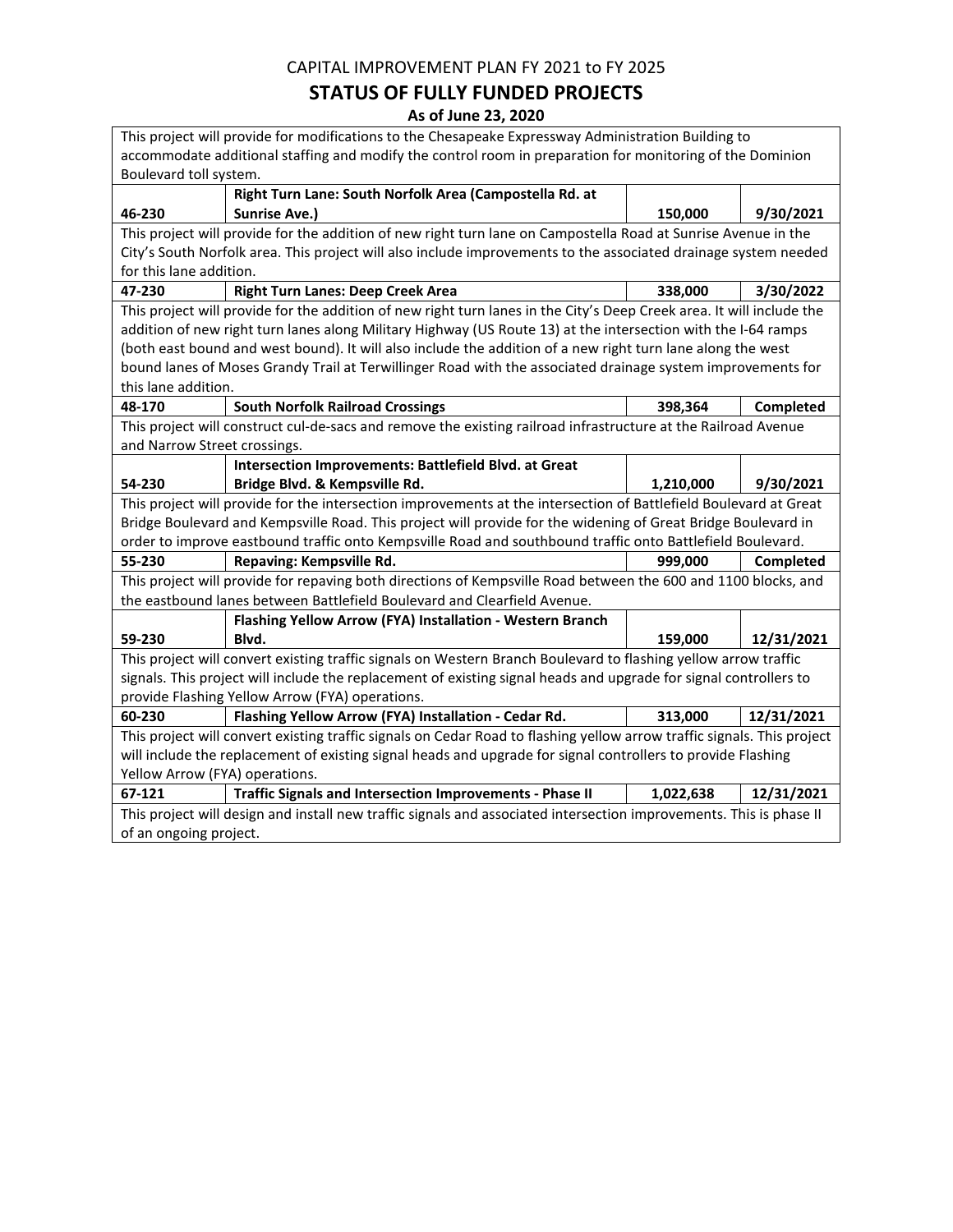CAPITAL IMPROVEMENT PLAN FY 2021 to FY 2025

# STATUS OF FULLY FUNDED PROJECTS

**As of June 23, 2020**

| | | | |
|---|---|---|---|
| This project will provide for modifications to the Chesapeake Expressway Administration Building to accommodate additional staffing and modify the control room in preparation for monitoring of the Dominion Boulevard toll system. | | | |
| **46-230** | **Right Turn Lane: South Norfolk Area (Campostella Rd. at Sunrise Ave.)** | **150,000** | **9/30/2021** |
| This project will provide for the addition of new right turn lane on Campostella Road at Sunrise Avenue in the City's South Norfolk area. This project will also include improvements to the associated drainage system needed for this lane addition. | | | |
| **47-230** | **Right Turn Lanes: Deep Creek Area** | **338,000** | **3/30/2022** |
| This project will provide for the addition of new right turn lanes in the City's Deep Creek area. It will include the addition of new right turn lanes along Military Highway (US Route 13) at the intersection with the I-64 ramps (both east bound and west bound). It will also include the addition of a new right turn lane along the west bound lanes of Moses Grandy Trail at Terwillinger Road with the associated drainage system improvements for this lane addition. | | | |
| **48-170** | **South Norfolk Railroad Crossings** | **398,364** | **Completed** |
| This project will construct cul-de-sacs and remove the existing railroad infrastructure at the Railroad Avenue and Narrow Street crossings. | | | |
| **54-230** | **Intersection Improvements: Battlefield Blvd. at Great Bridge Blvd. & Kempsville Rd.** | **1,210,000** | **9/30/2021** |
| This project will provide for the intersection improvements at the intersection of Battlefield Boulevard at Great Bridge Boulevard and Kempsville Road. This project will provide for the widening of Great Bridge Boulevard in order to improve eastbound traffic onto Kempsville Road and southbound traffic onto Battlefield Boulevard. | | | |
| **55-230** | **Repaving: Kempsville Rd.** | **999,000** | **Completed** |
| This project will provide for repaving both directions of Kempsville Road between the 600 and 1100 blocks, and the eastbound lanes between Battlefield Boulevard and Clearfield Avenue. | | | |
| **59-230** | **Flashing Yellow Arrow (FYA) Installation - Western Branch Blvd.** | **159,000** | **12/31/2021** |
| This project will convert existing traffic signals on Western Branch Boulevard to flashing yellow arrow traffic signals. This project will include the replacement of existing signal heads and upgrade for signal controllers to provide Flashing Yellow Arrow (FYA) operations. | | | |
| **60-230** | **Flashing Yellow Arrow (FYA) Installation - Cedar Rd.** | **313,000** | **12/31/2021** |
| This project will convert existing traffic signals on Cedar Road to flashing yellow arrow traffic signals. This project will include the replacement of existing signal heads and upgrade for signal controllers to provide Flashing Yellow Arrow (FYA) operations. | | | |
| **67-121** | **Traffic Signals and Intersection Improvements - Phase II** | **1,022,638** | **12/31/2021** |
| This project will design and install new traffic signals and associated intersection improvements. This is phase II of an ongoing project. | | | |